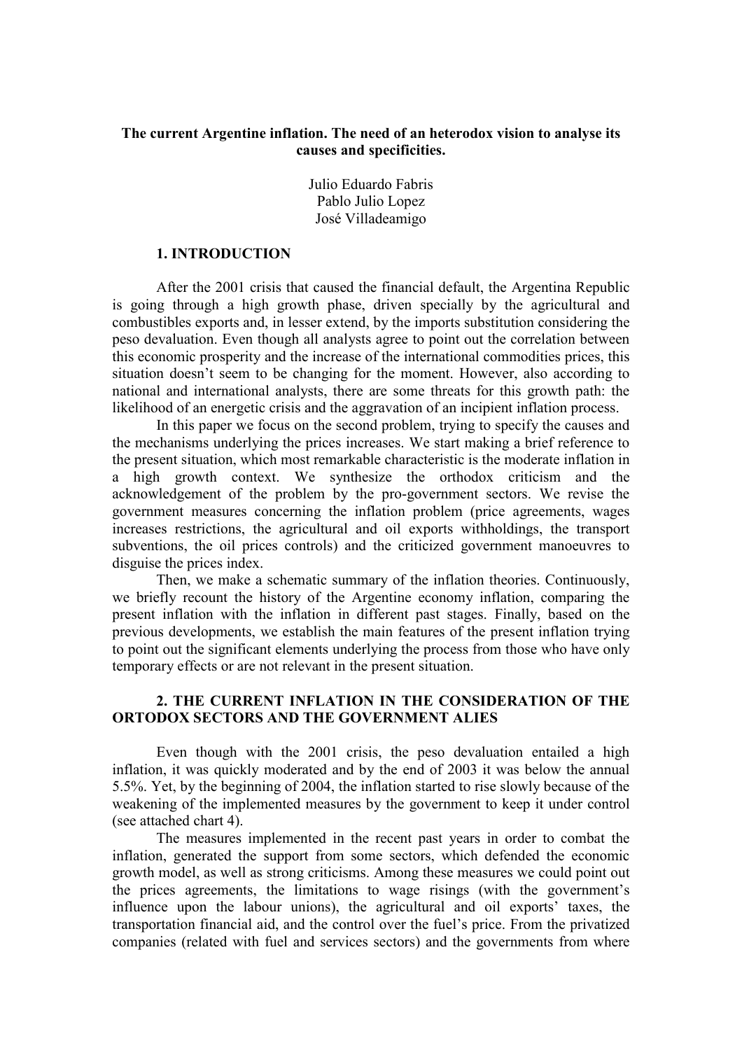**The current Argentine inflation. The need of an heterodox vision to analyse its causes and specificities.**

Julio Eduardo Fabris
Pablo Julio Lopez
José Villadeamigo

## 1. INTRODUCTION

After the 2001 crisis that caused the financial default, the Argentina Republic is going through a high growth phase, driven specially by the agricultural and combustibles exports and, in lesser extend, by the imports substitution considering the peso devaluation. Even though all analysts agree to point out the correlation between this economic prosperity and the increase of the international commodities prices, this situation doesn't seem to be changing for the moment. However, also according to national and international analysts, there are some threats for this growth path: the likelihood of an energetic crisis and the aggravation of an incipient inflation process.

In this paper we focus on the second problem, trying to specify the causes and the mechanisms underlying the prices increases. We start making a brief reference to the present situation, which most remarkable characteristic is the moderate inflation in a high growth context. We synthesize the orthodox criticism and the acknowledgement of the problem by the pro-government sectors. We revise the government measures concerning the inflation problem (price agreements, wages increases restrictions, the agricultural and oil exports withholdings, the transport subventions, the oil prices controls) and the criticized government manoeuvres to disguise the prices index.

Then, we make a schematic summary of the inflation theories. Continuously, we briefly recount the history of the Argentine economy inflation, comparing the present inflation with the inflation in different past stages. Finally, based on the previous developments, we establish the main features of the present inflation trying to point out the significant elements underlying the process from those who have only temporary effects or are not relevant in the present situation.

## 2. THE CURRENT INFLATION IN THE CONSIDERATION OF THE ORTODOX SECTORS AND THE GOVERNMENT ALIES

Even though with the 2001 crisis, the peso devaluation entailed a high inflation, it was quickly moderated and by the end of 2003 it was below the annual 5.5%. Yet, by the beginning of 2004, the inflation started to rise slowly because of the weakening of the implemented measures by the government to keep it under control (see attached chart 4).

The measures implemented in the recent past years in order to combat the inflation, generated the support from some sectors, which defended the economic growth model, as well as strong criticisms. Among these measures we could point out the prices agreements, the limitations to wage risings (with the government's influence upon the labour unions), the agricultural and oil exports' taxes, the transportation financial aid, and the control over the fuel's price. From the privatized companies (related with fuel and services sectors) and the governments from where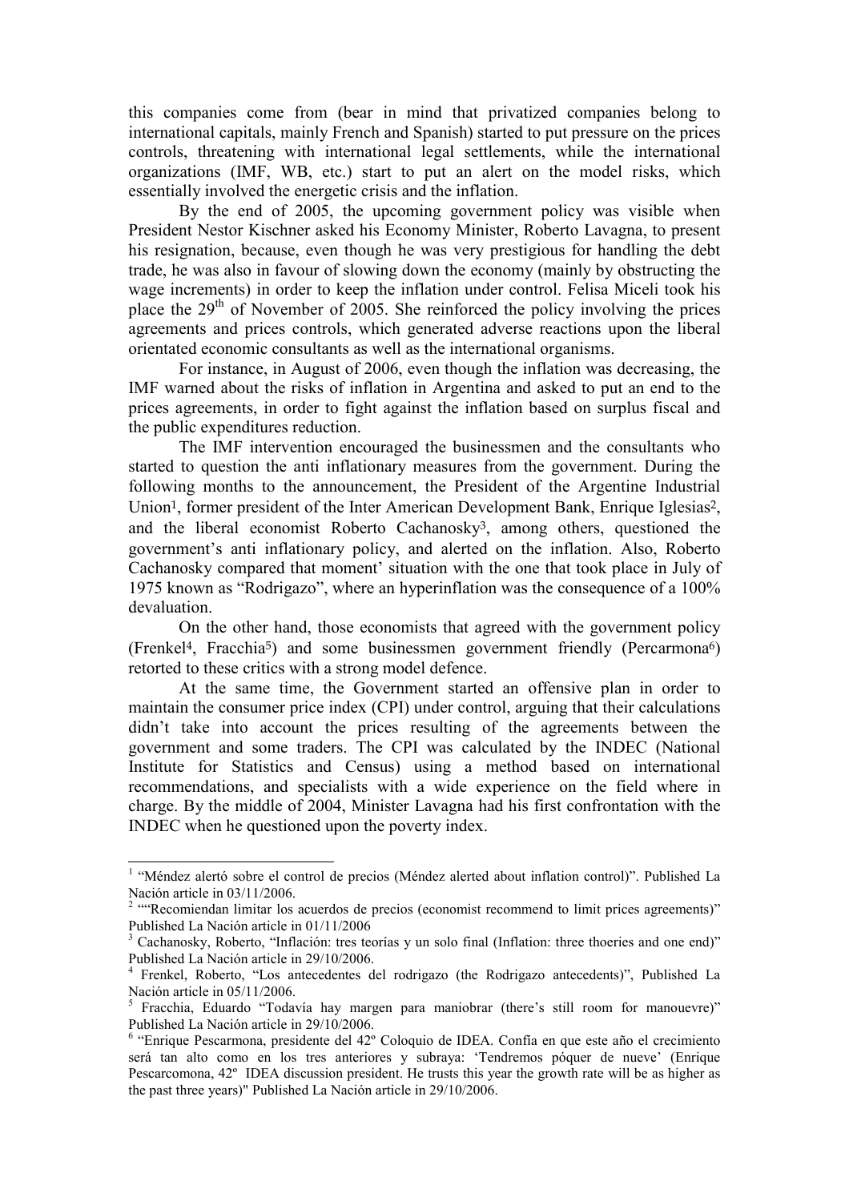this companies come from (bear in mind that privatized companies belong to international capitals, mainly French and Spanish) started to put pressure on the prices controls, threatening with international legal settlements, while the international organizations (IMF, WB, etc.) start to put an alert on the model risks, which essentially involved the energetic crisis and the inflation.

By the end of 2005, the upcoming government policy was visible when President Nestor Kischner asked his Economy Minister, Roberto Lavagna, to present his resignation, because, even though he was very prestigious for handling the debt trade, he was also in favour of slowing down the economy (mainly by obstructing the wage increments) in order to keep the inflation under control. Felisa Miceli took his place the 29th of November of 2005. She reinforced the policy involving the prices agreements and prices controls, which generated adverse reactions upon the liberal orientated economic consultants as well as the international organisms.

For instance, in August of 2006, even though the inflation was decreasing, the IMF warned about the risks of inflation in Argentina and asked to put an end to the prices agreements, in order to fight against the inflation based on surplus fiscal and the public expenditures reduction.

The IMF intervention encouraged the businessmen and the consultants who started to question the anti inflationary measures from the government. During the following months to the announcement, the President of the Argentine Industrial Union[1], former president of the Inter American Development Bank, Enrique Iglesias[2], and the liberal economist Roberto Cachanosky[3], among others, questioned the government's anti inflationary policy, and alerted on the inflation. Also, Roberto Cachanosky compared that moment' situation with the one that took place in July of 1975 known as "Rodrigazo", where an hyperinflation was the consequence of a 100% devaluation.

On the other hand, those economists that agreed with the government policy (Frenkel[4], Fracchia[5]) and some businessmen government friendly (Percarmona[6]) retorted to these critics with a strong model defence.

At the same time, the Government started an offensive plan in order to maintain the consumer price index (CPI) under control, arguing that their calculations didn't take into account the prices resulting of the agreements between the government and some traders. The CPI was calculated by the INDEC (National Institute for Statistics and Census) using a method based on international recommendations, and specialists with a wide experience on the field where in charge. By the middle of 2004, Minister Lavagna had his first confrontation with the INDEC when he questioned upon the poverty index.

---

[1] "Méndez alertó sobre el control de precios (Méndez alerted about inflation control)". Published La Nación article in 03/11/2006.

[2] ""Recomiendan limitar los acuerdos de precios (economist recommend to limit prices agreements)" Published La Nación article in 01/11/2006

[3] Cachanosky, Roberto, "Inflación: tres teorías y un solo final (Inflation: three thoeries and one end)" Published La Nación article in 29/10/2006.

[4] Frenkel, Roberto, "Los antecedentes del rodrigazo (the Rodrigazo antecedents)", Published La Nación article in 05/11/2006.

[5] Fracchia, Eduardo "Todavía hay margen para maniobrar (there's still room for manouevre)" Published La Nación article in 29/10/2006.

[6] "Enrique Pescarmona, presidente del 42º Coloquio de IDEA. Confía en que este año el crecimiento será tan alto como en los tres anteriores y subraya: 'Tendremos póquer de nueve' (Enrique Pescarcomona, 42º IDEA discussion president. He trusts this year the growth rate will be as higher as the past three years)" Published La Nación article in 29/10/2006.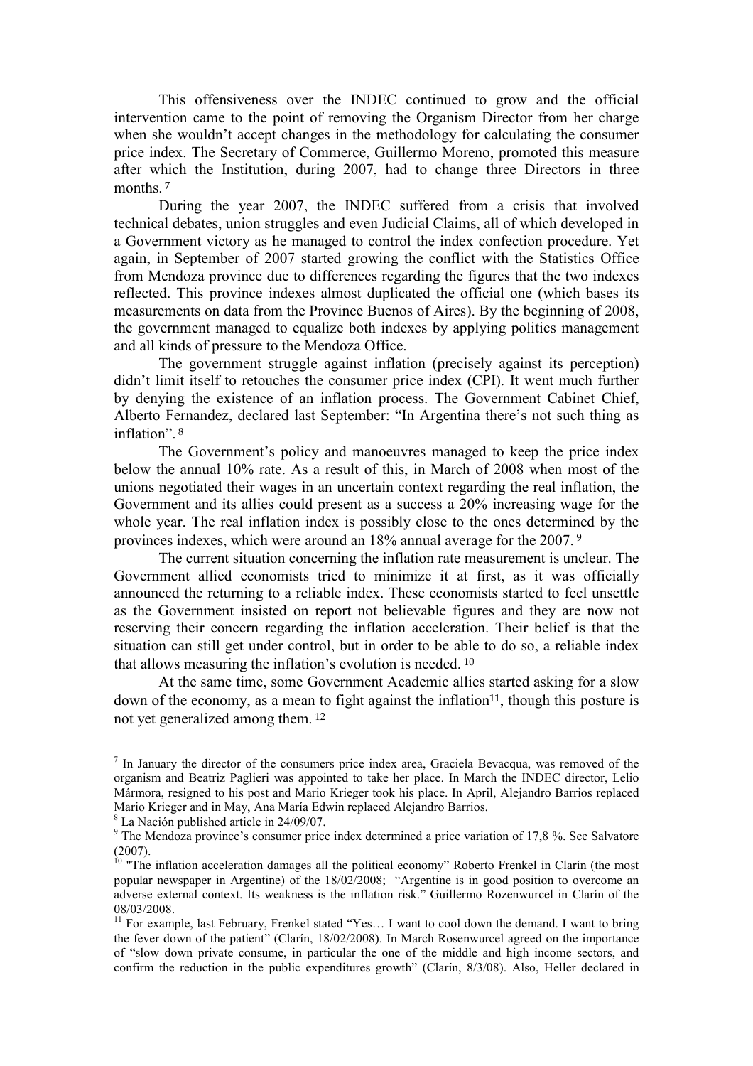This offensiveness over the INDEC continued to grow and the official intervention came to the point of removing the Organism Director from her charge when she wouldn't accept changes in the methodology for calculating the consumer price index. The Secretary of Commerce, Guillermo Moreno, promoted this measure after which the Institution, during 2007, had to change three Directors in three months. [7]

During the year 2007, the INDEC suffered from a crisis that involved technical debates, union struggles and even Judicial Claims, all of which developed in a Government victory as he managed to control the index confection procedure. Yet again, in September of 2007 started growing the conflict with the Statistics Office from Mendoza province due to differences regarding the figures that the two indexes reflected. This province indexes almost duplicated the official one (which bases its measurements on data from the Province Buenos of Aires). By the beginning of 2008, the government managed to equalize both indexes by applying politics management and all kinds of pressure to the Mendoza Office.

The government struggle against inflation (precisely against its perception) didn't limit itself to retouches the consumer price index (CPI). It went much further by denying the existence of an inflation process. The Government Cabinet Chief, Alberto Fernandez, declared last September: "In Argentina there's not such thing as inflation". [8]

The Government's policy and manoeuvres managed to keep the price index below the annual 10% rate. As a result of this, in March of 2008 when most of the unions negotiated their wages in an uncertain context regarding the real inflation, the Government and its allies could present as a success a 20% increasing wage for the whole year. The real inflation index is possibly close to the ones determined by the provinces indexes, which were around an 18% annual average for the 2007. [9]

The current situation concerning the inflation rate measurement is unclear. The Government allied economists tried to minimize it at first, as it was officially announced the returning to a reliable index. These economists started to feel unsettle as the Government insisted on report not believable figures and they are now not reserving their concern regarding the inflation acceleration. Their belief is that the situation can still get under control, but in order to be able to do so, a reliable index that allows measuring the inflation's evolution is needed. [10]

At the same time, some Government Academic allies started asking for a slow down of the economy, as a mean to fight against the inflation[11], though this posture is not yet generalized among them. [12]

---

[7] In January the director of the consumers price index area, Graciela Bevacqua, was removed of the organism and Beatriz Paglieri was appointed to take her place. In March the INDEC director, Lelio Mármora, resigned to his post and Mario Krieger took his place. In April, Alejandro Barrios replaced Mario Krieger and in May, Ana María Edwin replaced Alejandro Barrios.

[8] La Nación published article in 24/09/07.

[9] The Mendoza province's consumer price index determined a price variation of 17,8 %. See Salvatore (2007).

[10] "The inflation acceleration damages all the political economy" Roberto Frenkel in Clarín (the most popular newspaper in Argentine) of the 18/02/2008; "Argentine is in good position to overcome an adverse external context. Its weakness is the inflation risk." Guillermo Rozenwurcel in Clarín of the 08/03/2008.

[11] For example, last February, Frenkel stated "Yes… I want to cool down the demand. I want to bring the fever down of the patient" (Clarín, 18/02/2008). In March Rosenwurcel agreed on the importance of "slow down private consume, in particular the one of the middle and high income sectors, and confirm the reduction in the public expenditures growth" (Clarín, 8/3/08). Also, Heller declared in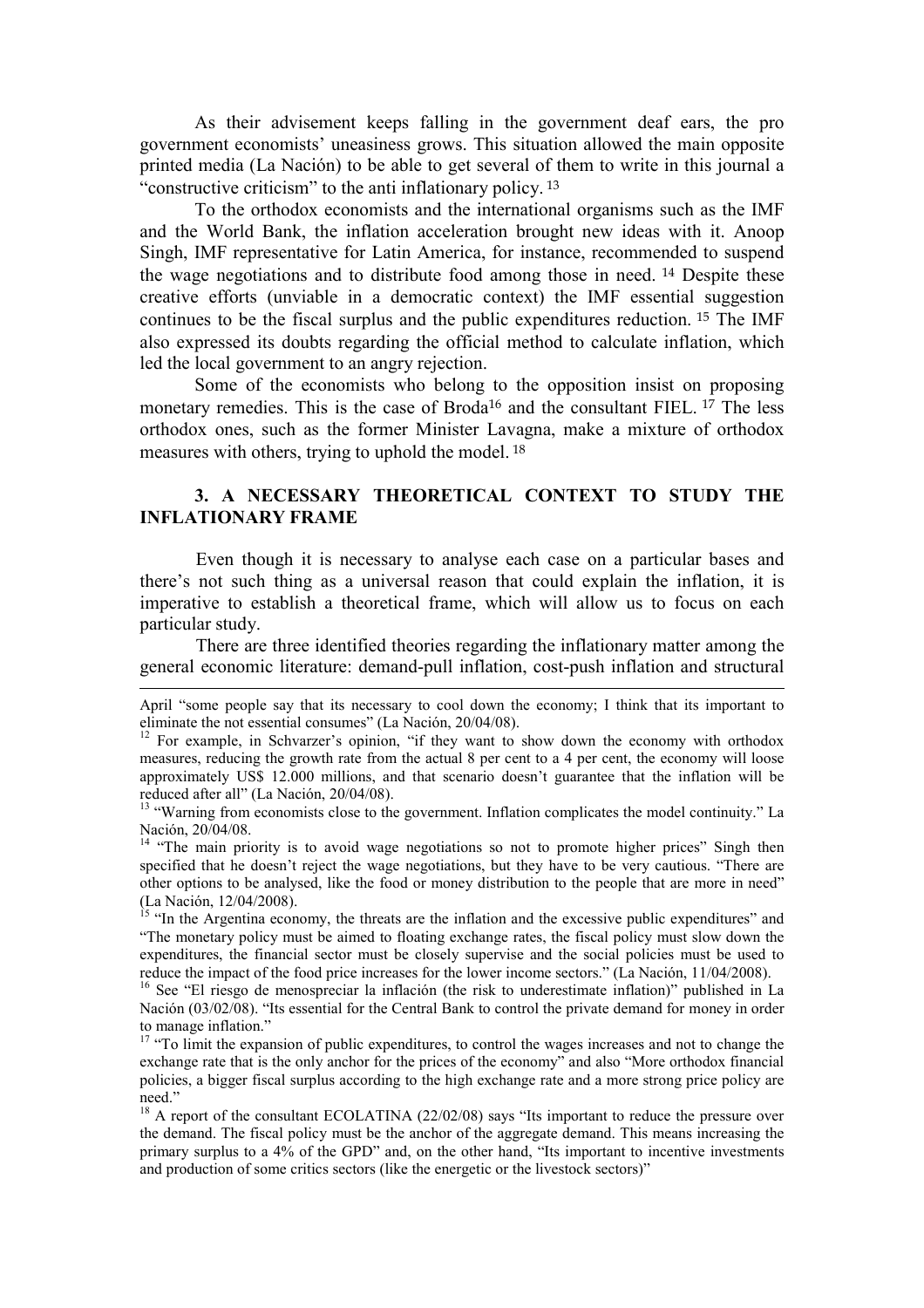As their advisement keeps falling in the government deaf ears, the pro government economists' uneasiness grows. This situation allowed the main opposite printed media (La Nación) to be able to get several of them to write in this journal a "constructive criticism" to the anti inflationary policy. [13]

To the orthodox economists and the international organisms such as the IMF and the World Bank, the inflation acceleration brought new ideas with it. Anoop Singh, IMF representative for Latin America, for instance, recommended to suspend the wage negotiations and to distribute food among those in need. [14] Despite these creative efforts (unviable in a democratic context) the IMF essential suggestion continues to be the fiscal surplus and the public expenditures reduction. [15] The IMF also expressed its doubts regarding the official method to calculate inflation, which led the local government to an angry rejection.

Some of the economists who belong to the opposition insist on proposing monetary remedies. This is the case of Broda[16] and the consultant FIEL. [17] The less orthodox ones, such as the former Minister Lavagna, make a mixture of orthodox measures with others, trying to uphold the model. [18]

## 3. A NECESSARY THEORETICAL CONTEXT TO STUDY THE INFLATIONARY FRAME

Even though it is necessary to analyse each case on a particular bases and there's not such thing as a universal reason that could explain the inflation, it is imperative to establish a theoretical frame, which will allow us to focus on each particular study.

There are three identified theories regarding the inflationary matter among the general economic literature: demand-pull inflation, cost-push inflation and structural

---

April "some people say that its necessary to cool down the economy; I think that its important to eliminate the not essential consumes" (La Nación, 20/04/08).

[12] For example, in Schvarzer's opinion, "if they want to show down the economy with orthodox measures, reducing the growth rate from the actual 8 per cent to a 4 per cent, the economy will loose approximately US$ 12.000 millions, and that scenario doesn't guarantee that the inflation will be reduced after all" (La Nación, 20/04/08).

[13] "Warning from economists close to the government. Inflation complicates the model continuity." La Nación, 20/04/08.

[14] "The main priority is to avoid wage negotiations so not to promote higher prices" Singh then specified that he doesn't reject the wage negotiations, but they have to be very cautious. "There are other options to be analysed, like the food or money distribution to the people that are more in need" (La Nación, 12/04/2008).

[15] "In the Argentina economy, the threats are the inflation and the excessive public expenditures" and "The monetary policy must be aimed to floating exchange rates, the fiscal policy must slow down the expenditures, the financial sector must be closely supervise and the social policies must be used to reduce the impact of the food price increases for the lower income sectors." (La Nación, 11/04/2008).

[16] See "El riesgo de menospreciar la inflación (the risk to underestimate inflation)" published in La Nación (03/02/08). "Its essential for the Central Bank to control the private demand for money in order to manage inflation."

[17] "To limit the expansion of public expenditures, to control the wages increases and not to change the exchange rate that is the only anchor for the prices of the economy" and also "More orthodox financial policies, a bigger fiscal surplus according to the high exchange rate and a more strong price policy are need."

[18] A report of the consultant ECOLATINA (22/02/08) says "Its important to reduce the pressure over the demand. The fiscal policy must be the anchor of the aggregate demand. This means increasing the primary surplus to a 4% of the GPD" and, on the other hand, "Its important to incentive investments and production of some critics sectors (like the energetic or the livestock sectors)"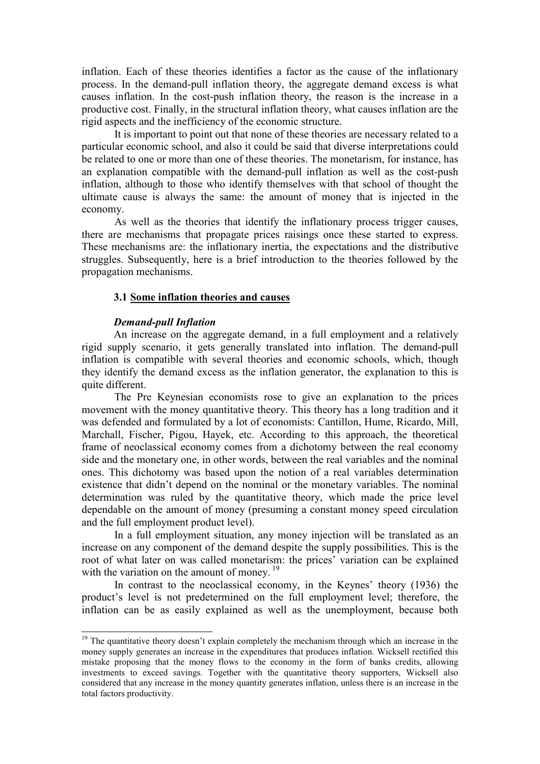inflation. Each of these theories identifies a factor as the cause of the inflationary process. In the demand-pull inflation theory, the aggregate demand excess is what causes inflation. In the cost-push inflation theory, the reason is the increase in a productive cost. Finally, in the structural inflation theory, what causes inflation are the rigid aspects and the inefficiency of the economic structure.

It is important to point out that none of these theories are necessary related to a particular economic school, and also it could be said that diverse interpretations could be related to one or more than one of these theories. The monetarism, for instance, has an explanation compatible with the demand-pull inflation as well as the cost-push inflation, although to those who identify themselves with that school of thought the ultimate cause is always the same: the amount of money that is injected in the economy.

As well as the theories that identify the inflationary process trigger causes, there are mechanisms that propagate prices raisings once these started to express. These mechanisms are: the inflationary inertia, the expectations and the distributive struggles. Subsequently, here is a brief introduction to the theories followed by the propagation mechanisms.

### 3.1 Some inflation theories and causes

#### *Demand-pull Inflation*

An increase on the aggregate demand, in a full employment and a relatively rigid supply scenario, it gets generally translated into inflation. The demand-pull inflation is compatible with several theories and economic schools, which, though they identify the demand excess as the inflation generator, the explanation to this is quite different.

The Pre Keynesian economists rose to give an explanation to the prices movement with the money quantitative theory. This theory has a long tradition and it was defended and formulated by a lot of economists: Cantillon, Hume, Ricardo, Mill, Marchall, Fischer, Pigou, Hayek, etc. According to this approach, the theoretical frame of neoclassical economy comes from a dichotomy between the real economy side and the monetary one, in other words, between the real variables and the nominal ones. This dichotomy was based upon the notion of a real variables determination existence that didn't depend on the nominal or the monetary variables. The nominal determination was ruled by the quantitative theory, which made the price level dependable on the amount of money (presuming a constant money speed circulation and the full employment product level).

In a full employment situation, any money injection will be translated as an increase on any component of the demand despite the supply possibilities. This is the root of what later on was called monetarism: the prices' variation can be explained with the variation on the amount of money. [19]

In contrast to the neoclassical economy, in the Keynes' theory (1936) the product's level is not predetermined on the full employment level; therefore, the inflation can be as easily explained as well as the unemployment, because both

---

[19] The quantitative theory doesn't explain completely the mechanism through which an increase in the money supply generates an increase in the expenditures that produces inflation. Wicksell rectified this mistake proposing that the money flows to the economy in the form of banks credits, allowing investments to exceed savings. Together with the quantitative theory supporters, Wicksell also considered that any increase in the money quantity generates inflation, unless there is an increase in the total factors productivity.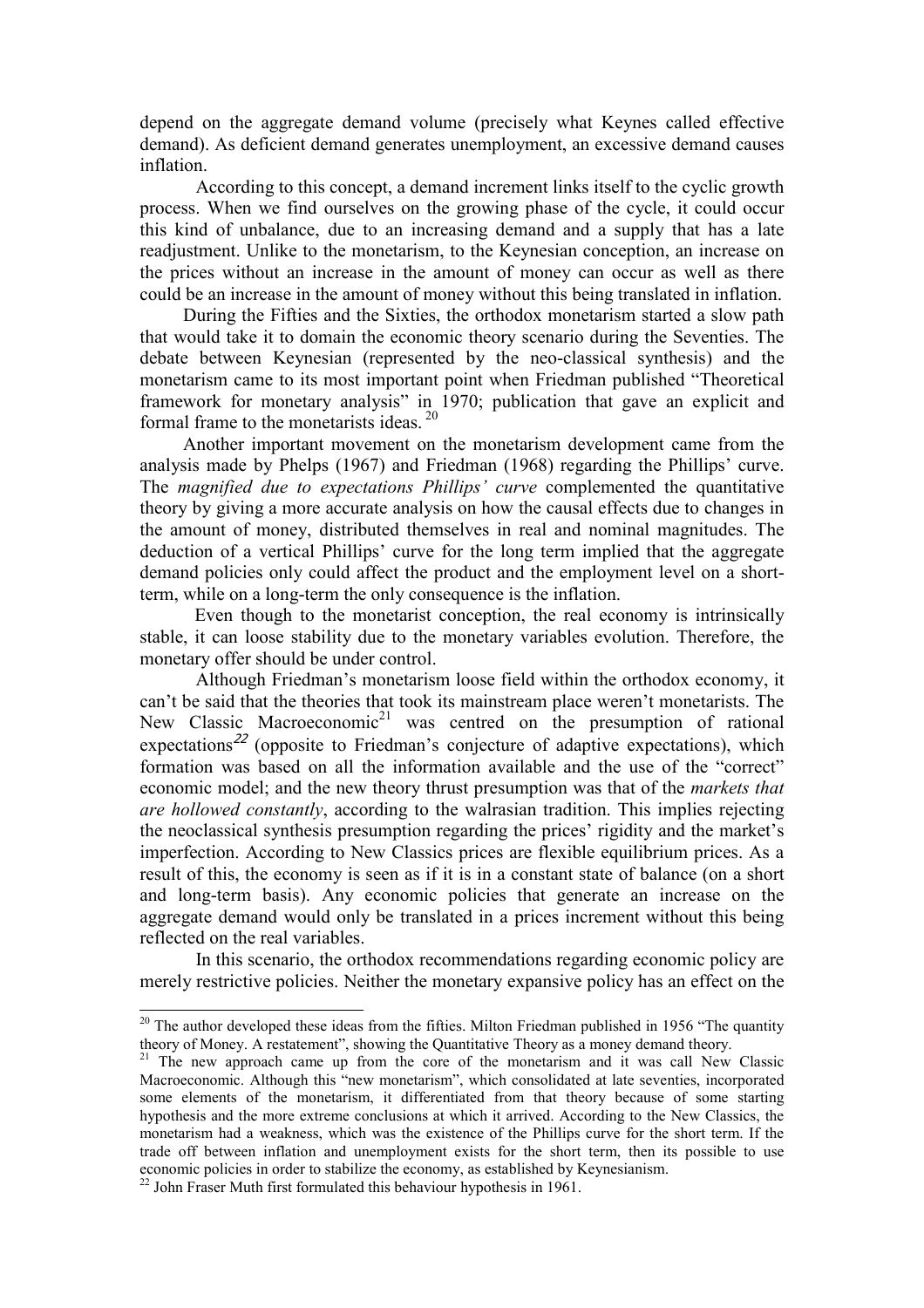depend on the aggregate demand volume (precisely what Keynes called effective demand). As deficient demand generates unemployment, an excessive demand causes inflation.

According to this concept, a demand increment links itself to the cyclic growth process. When we find ourselves on the growing phase of the cycle, it could occur this kind of unbalance, due to an increasing demand and a supply that has a late readjustment. Unlike to the monetarism, to the Keynesian conception, an increase on the prices without an increase in the amount of money can occur as well as there could be an increase in the amount of money without this being translated in inflation.

During the Fifties and the Sixties, the orthodox monetarism started a slow path that would take it to domain the economic theory scenario during the Seventies. The debate between Keynesian (represented by the neo-classical synthesis) and the monetarism came to its most important point when Friedman published "Theoretical framework for monetary analysis" in 1970; publication that gave an explicit and formal frame to the monetarists ideas. [20]

Another important movement on the monetarism development came from the analysis made by Phelps (1967) and Friedman (1968) regarding the Phillips' curve. The *magnified due to expectations Phillips' curve* complemented the quantitative theory by giving a more accurate analysis on how the causal effects due to changes in the amount of money, distributed themselves in real and nominal magnitudes. The deduction of a vertical Phillips' curve for the long term implied that the aggregate demand policies only could affect the product and the employment level on a short-term, while on a long-term the only consequence is the inflation.

Even though to the monetarist conception, the real economy is intrinsically stable, it can loose stability due to the monetary variables evolution. Therefore, the monetary offer should be under control.

Although Friedman's monetarism loose field within the orthodox economy, it can't be said that the theories that took its mainstream place weren't monetarists. The New Classic Macroeconomic[21] was centred on the presumption of rational expectations[22] (opposite to Friedman's conjecture of adaptive expectations), which formation was based on all the information available and the use of the "correct" economic model; and the new theory thrust presumption was that of the *markets that are hollowed constantly*, according to the walrasian tradition. This implies rejecting the neoclassical synthesis presumption regarding the prices' rigidity and the market's imperfection. According to New Classics prices are flexible equilibrium prices. As a result of this, the economy is seen as if it is in a constant state of balance (on a short and long-term basis). Any economic policies that generate an increase on the aggregate demand would only be translated in a prices increment without this being reflected on the real variables.

In this scenario, the orthodox recommendations regarding economic policy are merely restrictive policies. Neither the monetary expansive policy has an effect on the

---

[20] The author developed these ideas from the fifties. Milton Friedman published in 1956 "The quantity theory of Money. A restatement", showing the Quantitative Theory as a money demand theory.

[21] The new approach came up from the core of the monetarism and it was call New Classic Macroeconomic. Although this "new monetarism", which consolidated at late seventies, incorporated some elements of the monetarism, it differentiated from that theory because of some starting hypothesis and the more extreme conclusions at which it arrived. According to the New Classics, the monetarism had a weakness, which was the existence of the Phillips curve for the short term. If the trade off between inflation and unemployment exists for the short term, then its possible to use economic policies in order to stabilize the economy, as established by Keynesianism.

[22] John Fraser Muth first formulated this behaviour hypothesis in 1961.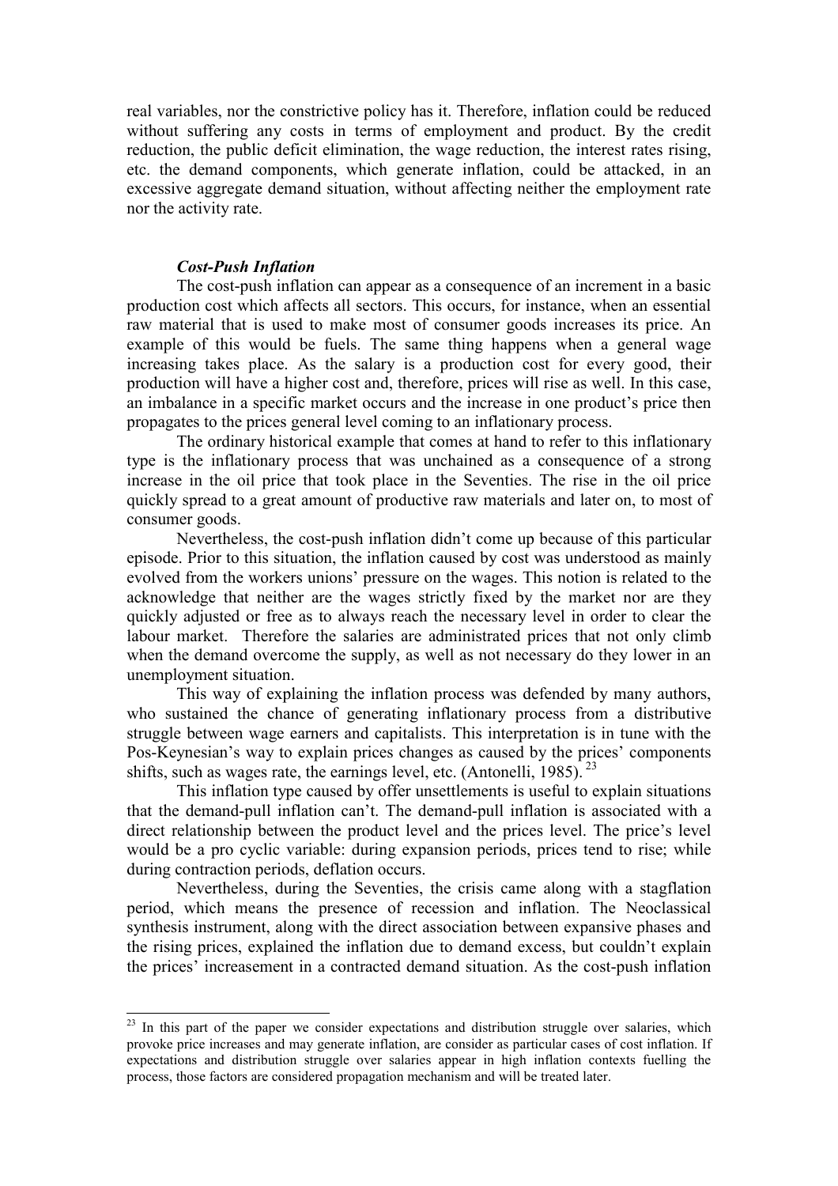real variables, nor the constrictive policy has it. Therefore, inflation could be reduced without suffering any costs in terms of employment and product. By the credit reduction, the public deficit elimination, the wage reduction, the interest rates rising, etc. the demand components, which generate inflation, could be attacked, in an excessive aggregate demand situation, without affecting neither the employment rate nor the activity rate.

### *Cost-Push Inflation*

The cost-push inflation can appear as a consequence of an increment in a basic production cost which affects all sectors. This occurs, for instance, when an essential raw material that is used to make most of consumer goods increases its price. An example of this would be fuels. The same thing happens when a general wage increasing takes place. As the salary is a production cost for every good, their production will have a higher cost and, therefore, prices will rise as well. In this case, an imbalance in a specific market occurs and the increase in one product's price then propagates to the prices general level coming to an inflationary process.

The ordinary historical example that comes at hand to refer to this inflationary type is the inflationary process that was unchained as a consequence of a strong increase in the oil price that took place in the Seventies. The rise in the oil price quickly spread to a great amount of productive raw materials and later on, to most of consumer goods.

Nevertheless, the cost-push inflation didn't come up because of this particular episode. Prior to this situation, the inflation caused by cost was understood as mainly evolved from the workers unions' pressure on the wages. This notion is related to the acknowledge that neither are the wages strictly fixed by the market nor are they quickly adjusted or free as to always reach the necessary level in order to clear the labour market. Therefore the salaries are administrated prices that not only climb when the demand overcome the supply, as well as not necessary do they lower in an unemployment situation.

This way of explaining the inflation process was defended by many authors, who sustained the chance of generating inflationary process from a distributive struggle between wage earners and capitalists. This interpretation is in tune with the Pos-Keynesian's way to explain prices changes as caused by the prices' components shifts, such as wages rate, the earnings level, etc. (Antonelli, 1985).[23]

This inflation type caused by offer unsettlements is useful to explain situations that the demand-pull inflation can't. The demand-pull inflation is associated with a direct relationship between the product level and the prices level. The price's level would be a pro cyclic variable: during expansion periods, prices tend to rise; while during contraction periods, deflation occurs.

Nevertheless, during the Seventies, the crisis came along with a stagflation period, which means the presence of recession and inflation. The Neoclassical synthesis instrument, along with the direct association between expansive phases and the rising prices, explained the inflation due to demand excess, but couldn't explain the prices' increasement in a contracted demand situation. As the cost-push inflation

---

[23] In this part of the paper we consider expectations and distribution struggle over salaries, which provoke price increases and may generate inflation, are consider as particular cases of cost inflation. If expectations and distribution struggle over salaries appear in high inflation contexts fuelling the process, those factors are considered propagation mechanism and will be treated later.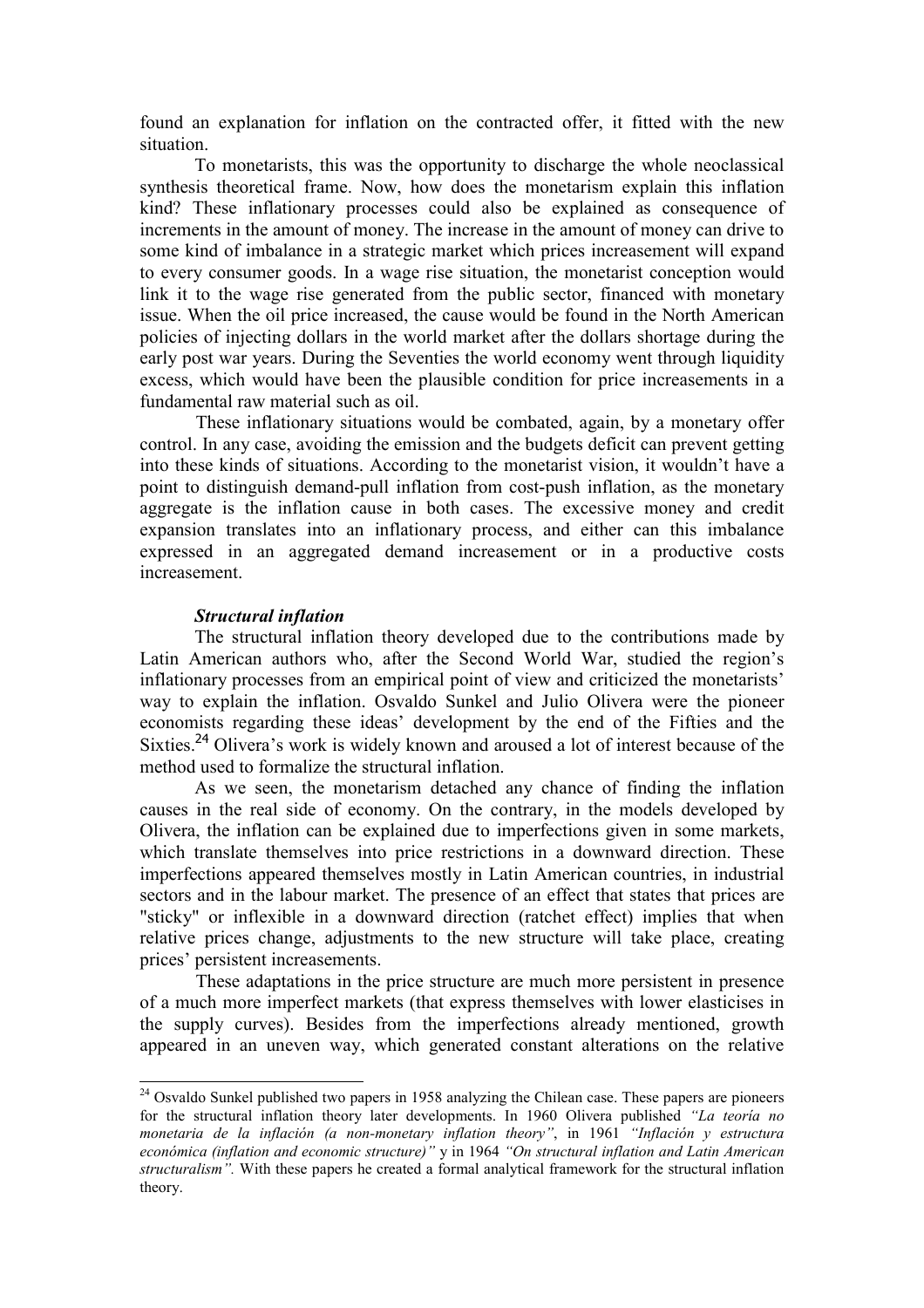found an explanation for inflation on the contracted offer, it fitted with the new situation.

To monetarists, this was the opportunity to discharge the whole neoclassical synthesis theoretical frame. Now, how does the monetarism explain this inflation kind? These inflationary processes could also be explained as consequence of increments in the amount of money. The increase in the amount of money can drive to some kind of imbalance in a strategic market which prices increasement will expand to every consumer goods. In a wage rise situation, the monetarist conception would link it to the wage rise generated from the public sector, financed with monetary issue. When the oil price increased, the cause would be found in the North American policies of injecting dollars in the world market after the dollars shortage during the early post war years. During the Seventies the world economy went through liquidity excess, which would have been the plausible condition for price increasements in a fundamental raw material such as oil.

These inflationary situations would be combated, again, by a monetary offer control. In any case, avoiding the emission and the budgets deficit can prevent getting into these kinds of situations. According to the monetarist vision, it wouldn't have a point to distinguish demand-pull inflation from cost-push inflation, as the monetary aggregate is the inflation cause in both cases. The excessive money and credit expansion translates into an inflationary process, and either can this imbalance expressed in an aggregated demand increasement or in a productive costs increasement.

### *Structural inflation*

The structural inflation theory developed due to the contributions made by Latin American authors who, after the Second World War, studied the region's inflationary processes from an empirical point of view and criticized the monetarists' way to explain the inflation. Osvaldo Sunkel and Julio Olivera were the pioneer economists regarding these ideas' development by the end of the Fifties and the Sixties.[24] Olivera's work is widely known and aroused a lot of interest because of the method used to formalize the structural inflation.

As we seen, the monetarism detached any chance of finding the inflation causes in the real side of economy. On the contrary, in the models developed by Olivera, the inflation can be explained due to imperfections given in some markets, which translate themselves into price restrictions in a downward direction. These imperfections appeared themselves mostly in Latin American countries, in industrial sectors and in the labour market. The presence of an effect that states that prices are "sticky" or inflexible in a downward direction (ratchet effect) implies that when relative prices change, adjustments to the new structure will take place, creating prices' persistent increasements.

These adaptations in the price structure are much more persistent in presence of a much more imperfect markets (that express themselves with lower elasticises in the supply curves). Besides from the imperfections already mentioned, growth appeared in an uneven way, which generated constant alterations on the relative

[24] Osvaldo Sunkel published two papers in 1958 analyzing the Chilean case. These papers are pioneers for the structural inflation theory later developments. In 1960 Olivera published *"La teoría no monetaria de la inflación (a non-monetary inflation theory"*, in 1961 *"Inflación y estructura económica (inflation and economic structure)"* y in 1964 *"On structural inflation and Latin American structuralism".* With these papers he created a formal analytical framework for the structural inflation theory.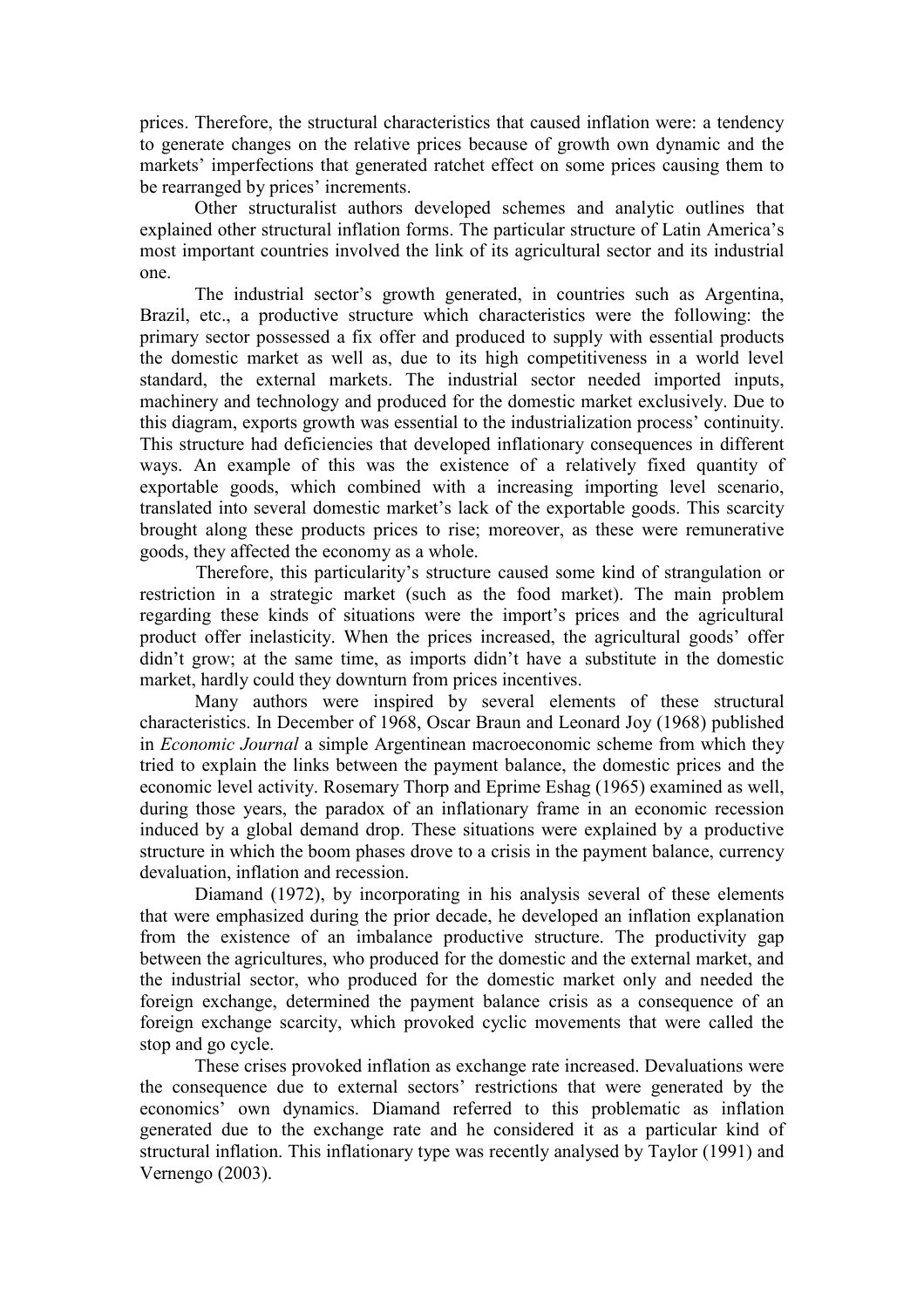prices. Therefore, the structural characteristics that caused inflation were: a tendency to generate changes on the relative prices because of growth own dynamic and the markets' imperfections that generated ratchet effect on some prices causing them to be rearranged by prices' increments.

Other structuralist authors developed schemes and analytic outlines that explained other structural inflation forms. The particular structure of Latin America's most important countries involved the link of its agricultural sector and its industrial one.

The industrial sector's growth generated, in countries such as Argentina, Brazil, etc., a productive structure which characteristics were the following: the primary sector possessed a fix offer and produced to supply with essential products the domestic market as well as, due to its high competitiveness in a world level standard, the external markets. The industrial sector needed imported inputs, machinery and technology and produced for the domestic market exclusively. Due to this diagram, exports growth was essential to the industrialization process' continuity. This structure had deficiencies that developed inflationary consequences in different ways. An example of this was the existence of a relatively fixed quantity of exportable goods, which combined with a increasing importing level scenario, translated into several domestic market's lack of the exportable goods. This scarcity brought along these products prices to rise; moreover, as these were remunerative goods, they affected the economy as a whole.

Therefore, this particularity's structure caused some kind of strangulation or restriction in a strategic market (such as the food market). The main problem regarding these kinds of situations were the import's prices and the agricultural product offer inelasticity. When the prices increased, the agricultural goods' offer didn't grow; at the same time, as imports didn't have a substitute in the domestic market, hardly could they downturn from prices incentives.

Many authors were inspired by several elements of these structural characteristics. In December of 1968, Oscar Braun and Leonard Joy (1968) published in *Economic Journal* a simple Argentinean macroeconomic scheme from which they tried to explain the links between the payment balance, the domestic prices and the economic level activity. Rosemary Thorp and Eprime Eshag (1965) examined as well, during those years, the paradox of an inflationary frame in an economic recession induced by a global demand drop. These situations were explained by a productive structure in which the boom phases drove to a crisis in the payment balance, currency devaluation, inflation and recession.

Diamand (1972), by incorporating in his analysis several of these elements that were emphasized during the prior decade, he developed an inflation explanation from the existence of an imbalance productive structure. The productivity gap between the agricultures, who produced for the domestic and the external market, and the industrial sector, who produced for the domestic market only and needed the foreign exchange, determined the payment balance crisis as a consequence of an foreign exchange scarcity, which provoked cyclic movements that were called the stop and go cycle.

These crises provoked inflation as exchange rate increased. Devaluations were the consequence due to external sectors' restrictions that were generated by the economics' own dynamics. Diamand referred to this problematic as inflation generated due to the exchange rate and he considered it as a particular kind of structural inflation. This inflationary type was recently analysed by Taylor (1991) and Vernengo (2003).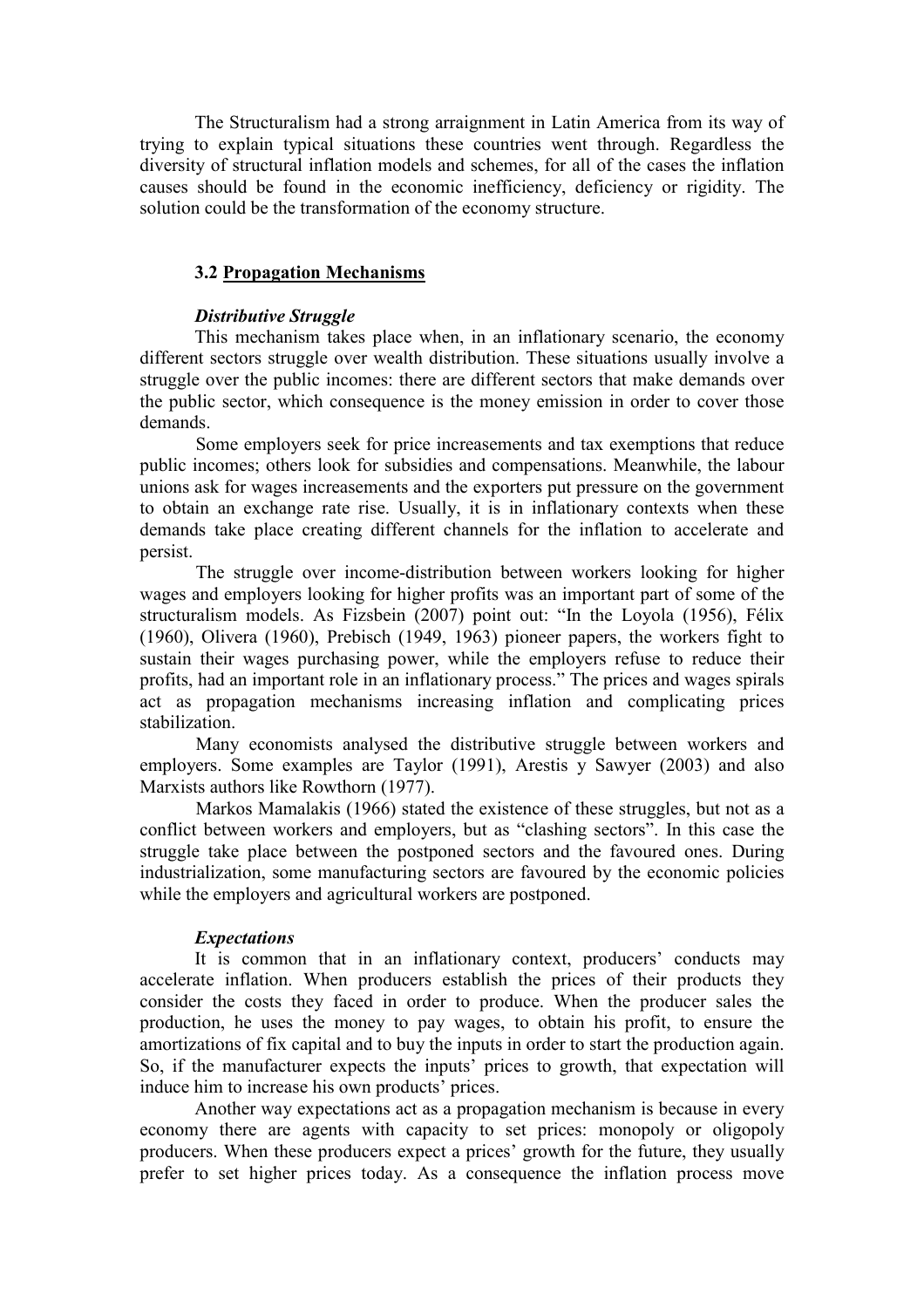The Structuralism had a strong arraignment in Latin America from its way of trying to explain typical situations these countries went through. Regardless the diversity of structural inflation models and schemes, for all of the cases the inflation causes should be found in the economic inefficiency, deficiency or rigidity. The solution could be the transformation of the economy structure.

### 3.2 Propagation Mechanisms

#### *Distributive Struggle*

This mechanism takes place when, in an inflationary scenario, the economy different sectors struggle over wealth distribution. These situations usually involve a struggle over the public incomes: there are different sectors that make demands over the public sector, which consequence is the money emission in order to cover those demands.

Some employers seek for price increasements and tax exemptions that reduce public incomes; others look for subsidies and compensations. Meanwhile, the labour unions ask for wages increasements and the exporters put pressure on the government to obtain an exchange rate rise. Usually, it is in inflationary contexts when these demands take place creating different channels for the inflation to accelerate and persist.

The struggle over income-distribution between workers looking for higher wages and employers looking for higher profits was an important part of some of the structuralism models. As Fizsbein (2007) point out: "In the Loyola (1956), Félix (1960), Olivera (1960), Prebisch (1949, 1963) pioneer papers, the workers fight to sustain their wages purchasing power, while the employers refuse to reduce their profits, had an important role in an inflationary process." The prices and wages spirals act as propagation mechanisms increasing inflation and complicating prices stabilization.

Many economists analysed the distributive struggle between workers and employers. Some examples are Taylor (1991), Arestis y Sawyer (2003) and also Marxists authors like Rowthorn (1977).

Markos Mamalakis (1966) stated the existence of these struggles, but not as a conflict between workers and employers, but as "clashing sectors". In this case the struggle take place between the postponed sectors and the favoured ones. During industrialization, some manufacturing sectors are favoured by the economic policies while the employers and agricultural workers are postponed.

#### *Expectations*

It is common that in an inflationary context, producers' conducts may accelerate inflation. When producers establish the prices of their products they consider the costs they faced in order to produce. When the producer sales the production, he uses the money to pay wages, to obtain his profit, to ensure the amortizations of fix capital and to buy the inputs in order to start the production again. So, if the manufacturer expects the inputs' prices to growth, that expectation will induce him to increase his own products' prices.

Another way expectations act as a propagation mechanism is because in every economy there are agents with capacity to set prices: monopoly or oligopoly producers. When these producers expect a prices' growth for the future, they usually prefer to set higher prices today. As a consequence the inflation process move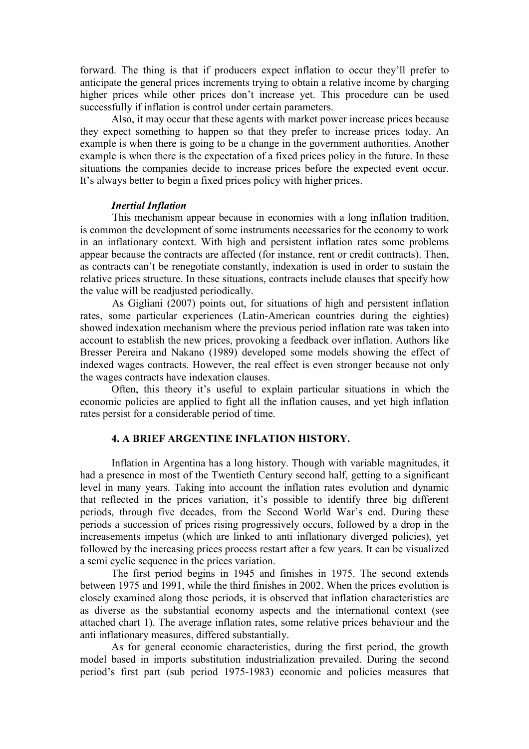forward. The thing is that if producers expect inflation to occur they'll prefer to anticipate the general prices increments trying to obtain a relative income by charging higher prices while other prices don't increase yet. This procedure can be used successfully if inflation is control under certain parameters.

Also, it may occur that these agents with market power increase prices because they expect something to happen so that they prefer to increase prices today. An example is when there is going to be a change in the government authorities. Another example is when there is the expectation of a fixed prices policy in the future. In these situations the companies decide to increase prices before the expected event occur. It's always better to begin a fixed prices policy with higher prices.

***Inertial Inflation***

This mechanism appear because in economies with a long inflation tradition, is common the development of some instruments necessaries for the economy to work in an inflationary context. With high and persistent inflation rates some problems appear because the contracts are affected (for instance, rent or credit contracts). Then, as contracts can't be renegotiate constantly, indexation is used in order to sustain the relative prices structure. In these situations, contracts include clauses that specify how the value will be readjusted periodically.

As Gigliani (2007) points out, for situations of high and persistent inflation rates, some particular experiences (Latin-American countries during the eighties) showed indexation mechanism where the previous period inflation rate was taken into account to establish the new prices, provoking a feedback over inflation. Authors like Bresser Pereira and Nakano (1989) developed some models showing the effect of indexed wages contracts. However, the real effect is even stronger because not only the wages contracts have indexation clauses.

Often, this theory it's useful to explain particular situations in which the economic policies are applied to fight all the inflation causes, and yet high inflation rates persist for a considerable period of time.

## 4. A BRIEF ARGENTINE INFLATION HISTORY.

Inflation in Argentina has a long history. Though with variable magnitudes, it had a presence in most of the Twentieth Century second half, getting to a significant level in many years. Taking into account the inflation rates evolution and dynamic that reflected in the prices variation, it's possible to identify three big different periods, through five decades, from the Second World War's end. During these periods a succession of prices rising progressively occurs, followed by a drop in the increasements impetus (which are linked to anti inflationary diverged policies), yet followed by the increasing prices process restart after a few years. It can be visualized a semi cyclic sequence in the prices variation.

The first period begins in 1945 and finishes in 1975. The second extends between 1975 and 1991, while the third finishes in 2002. When the prices evolution is closely examined along those periods, it is observed that inflation characteristics are as diverse as the substantial economy aspects and the international context (see attached chart 1). The average inflation rates, some relative prices behaviour and the anti inflationary measures, differed substantially.

As for general economic characteristics, during the first period, the growth model based in imports substitution industrialization prevailed. During the second period's first part (sub period 1975-1983) economic and policies measures that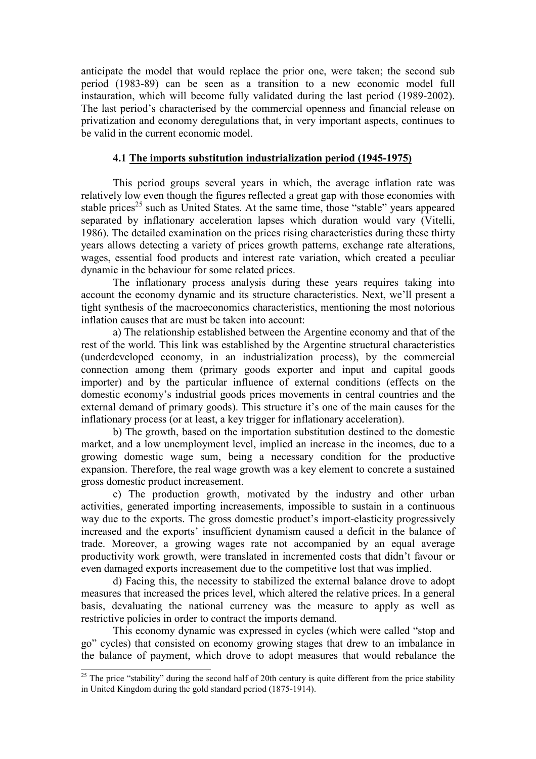anticipate the model that would replace the prior one, were taken; the second sub period (1983-89) can be seen as a transition to a new economic model full instauration, which will become fully validated during the last period (1989-2002). The last period's characterised by the commercial openness and financial release on privatization and economy deregulations that, in very important aspects, continues to be valid in the current economic model.

### 4.1 The imports substitution industrialization period (1945-1975)

This period groups several years in which, the average inflation rate was relatively low even though the figures reflected a great gap with those economies with stable prices[25] such as United States. At the same time, those "stable" years appeared separated by inflationary acceleration lapses which duration would vary (Vitelli, 1986). The detailed examination on the prices rising characteristics during these thirty years allows detecting a variety of prices growth patterns, exchange rate alterations, wages, essential food products and interest rate variation, which created a peculiar dynamic in the behaviour for some related prices.

The inflationary process analysis during these years requires taking into account the economy dynamic and its structure characteristics. Next, we'll present a tight synthesis of the macroeconomics characteristics, mentioning the most notorious inflation causes that are must be taken into account:

a) The relationship established between the Argentine economy and that of the rest of the world. This link was established by the Argentine structural characteristics (underdeveloped economy, in an industrialization process), by the commercial connection among them (primary goods exporter and input and capital goods importer) and by the particular influence of external conditions (effects on the domestic economy's industrial goods prices movements in central countries and the external demand of primary goods). This structure it's one of the main causes for the inflationary process (or at least, a key trigger for inflationary acceleration).

b) The growth, based on the importation substitution destined to the domestic market, and a low unemployment level, implied an increase in the incomes, due to a growing domestic wage sum, being a necessary condition for the productive expansion. Therefore, the real wage growth was a key element to concrete a sustained gross domestic product increasement.

c) The production growth, motivated by the industry and other urban activities, generated importing increasements, impossible to sustain in a continuous way due to the exports. The gross domestic product's import-elasticity progressively increased and the exports' insufficient dynamism caused a deficit in the balance of trade. Moreover, a growing wages rate not accompanied by an equal average productivity work growth, were translated in incremented costs that didn't favour or even damaged exports increasement due to the competitive lost that was implied.

d) Facing this, the necessity to stabilized the external balance drove to adopt measures that increased the prices level, which altered the relative prices. In a general basis, devaluating the national currency was the measure to apply as well as restrictive policies in order to contract the imports demand.

This economy dynamic was expressed in cycles (which were called "stop and go" cycles) that consisted on economy growing stages that drew to an imbalance in the balance of payment, which drove to adopt measures that would rebalance the

---

[25] The price "stability" during the second half of 20th century is quite different from the price stability in United Kingdom during the gold standard period (1875-1914).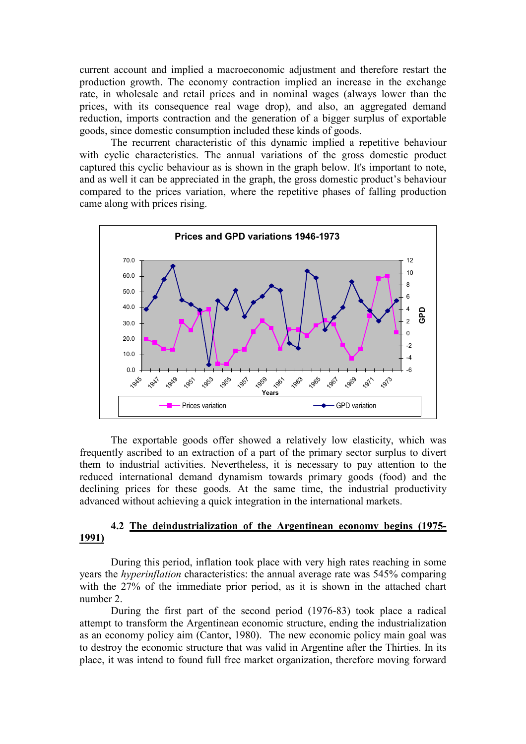current account and implied a macroeconomic adjustment and therefore restart the production growth. The economy contraction implied an increase in the exchange rate, in wholesale and retail prices and in nominal wages (always lower than the prices, with its consequence real wage drop), and also, an aggregated demand reduction, imports contraction and the generation of a bigger surplus of exportable goods, since domestic consumption included these kinds of goods.

The recurrent characteristic of this dynamic implied a repetitive behaviour with cyclic characteristics. The annual variations of the gross domestic product captured this cyclic behaviour as is shown in the graph below. It's important to note, and as well it can be appreciated in the graph, the gross domestic product's behaviour compared to the prices variation, where the repetitive phases of falling production came along with prices rising.

The exportable goods offer showed a relatively low elasticity, which was frequently ascribed to an extraction of a part of the primary sector surplus to divert them to industrial activities. Nevertheless, it is necessary to pay attention to the reduced international demand dynamism towards primary goods (food) and the declining prices for these goods. At the same time, the industrial productivity advanced without achieving a quick integration in the international markets.

### 4.2 The deindustrialization of the Argentinean economy begins (1975-1991)

During this period, inflation took place with very high rates reaching in some years the *hyperinflation* characteristics: the annual average rate was 545% comparing with the 27% of the immediate prior period, as it is shown in the attached chart number 2.

During the first part of the second period (1976-83) took place a radical attempt to transform the Argentinean economic structure, ending the industrialization as an economy policy aim (Cantor, 1980). The new economic policy main goal was to destroy the economic structure that was valid in Argentine after the Thirties. In its place, it was intend to found full free market organization, therefore moving forward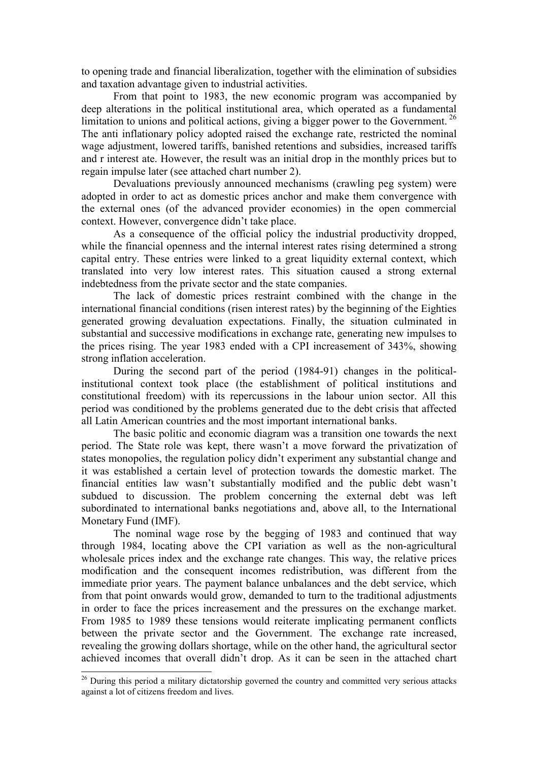to opening trade and financial liberalization, together with the elimination of subsidies and taxation advantage given to industrial activities.

From that point to 1983, the new economic program was accompanied by deep alterations in the political institutional area, which operated as a fundamental limitation to unions and political actions, giving a bigger power to the Government. [26] The anti inflationary policy adopted raised the exchange rate, restricted the nominal wage adjustment, lowered tariffs, banished retentions and subsidies, increased tariffs and r interest ate. However, the result was an initial drop in the monthly prices but to regain impulse later (see attached chart number 2).

Devaluations previously announced mechanisms (crawling peg system) were adopted in order to act as domestic prices anchor and make them convergence with the external ones (of the advanced provider economies) in the open commercial context. However, convergence didn't take place.

As a consequence of the official policy the industrial productivity dropped, while the financial openness and the internal interest rates rising determined a strong capital entry. These entries were linked to a great liquidity external context, which translated into very low interest rates. This situation caused a strong external indebtedness from the private sector and the state companies.

The lack of domestic prices restraint combined with the change in the international financial conditions (risen interest rates) by the beginning of the Eighties generated growing devaluation expectations. Finally, the situation culminated in substantial and successive modifications in exchange rate, generating new impulses to the prices rising. The year 1983 ended with a CPI increasement of 343%, showing strong inflation acceleration.

During the second part of the period (1984-91) changes in the political-institutional context took place (the establishment of political institutions and constitutional freedom) with its repercussions in the labour union sector. All this period was conditioned by the problems generated due to the debt crisis that affected all Latin American countries and the most important international banks.

The basic politic and economic diagram was a transition one towards the next period. The State role was kept, there wasn't a move forward the privatization of states monopolies, the regulation policy didn't experiment any substantial change and it was established a certain level of protection towards the domestic market. The financial entities law wasn't substantially modified and the public debt wasn't subdued to discussion. The problem concerning the external debt was left subordinated to international banks negotiations and, above all, to the International Monetary Fund (IMF).

The nominal wage rose by the begging of 1983 and continued that way through 1984, locating above the CPI variation as well as the non-agricultural wholesale prices index and the exchange rate changes. This way, the relative prices modification and the consequent incomes redistribution, was different from the immediate prior years. The payment balance unbalances and the debt service, which from that point onwards would grow, demanded to turn to the traditional adjustments in order to face the prices increasement and the pressures on the exchange market. From 1985 to 1989 these tensions would reiterate implicating permanent conflicts between the private sector and the Government. The exchange rate increased, revealing the growing dollars shortage, while on the other hand, the agricultural sector achieved incomes that overall didn't drop. As it can be seen in the attached chart

[26] During this period a military dictatorship governed the country and committed very serious attacks against a lot of citizens freedom and lives.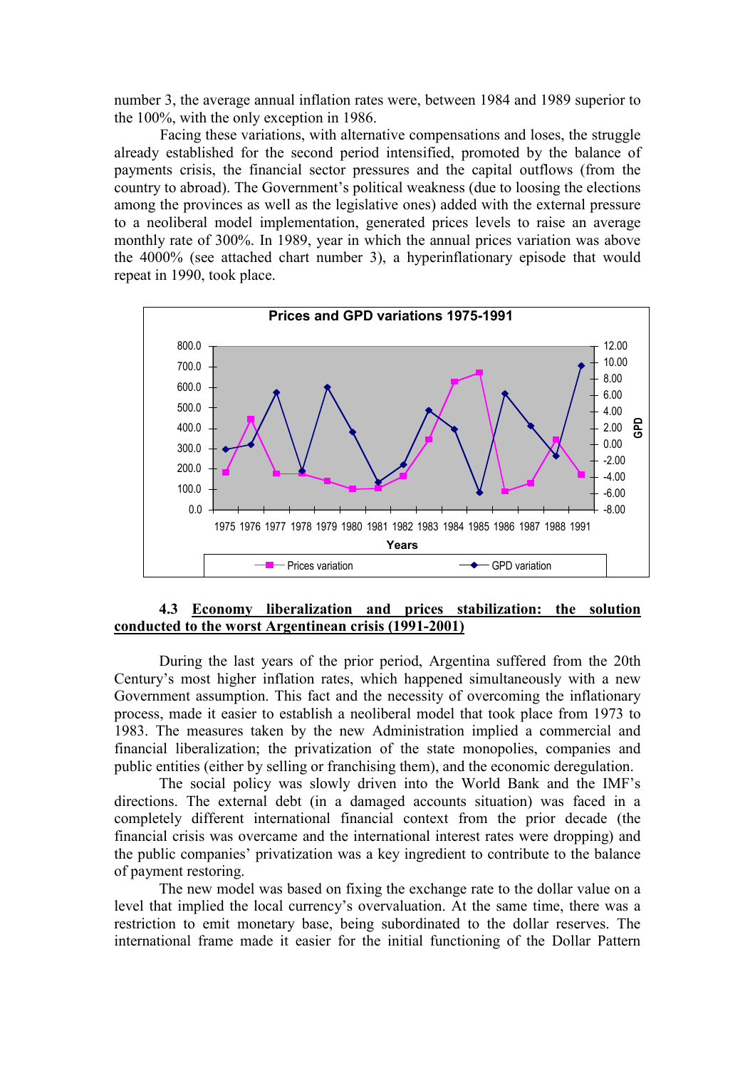number 3, the average annual inflation rates were, between 1984 and 1989 superior to the 100%, with the only exception in 1986.

Facing these variations, with alternative compensations and loses, the struggle already established for the second period intensified, promoted by the balance of payments crisis, the financial sector pressures and the capital outflows (from the country to abroad). The Government's political weakness (due to loosing the elections among the provinces as well as the legislative ones) added with the external pressure to a neoliberal model implementation, generated prices levels to raise an average monthly rate of 300%. In 1989, year in which the annual prices variation was above the 4000% (see attached chart number 3), a hyperinflationary episode that would repeat in 1990, took place.

**Prices and GPD variations 1975-1991**

### 4.3 Economy liberalization and prices stabilization: the solution conducted to the worst Argentinean crisis (1991-2001)

During the last years of the prior period, Argentina suffered from the 20th Century's most higher inflation rates, which happened simultaneously with a new Government assumption. This fact and the necessity of overcoming the inflationary process, made it easier to establish a neoliberal model that took place from 1973 to 1983. The measures taken by the new Administration implied a commercial and financial liberalization; the privatization of the state monopolies, companies and public entities (either by selling or franchising them), and the economic deregulation.

The social policy was slowly driven into the World Bank and the IMF's directions. The external debt (in a damaged accounts situation) was faced in a completely different international financial context from the prior decade (the financial crisis was overcame and the international interest rates were dropping) and the public companies' privatization was a key ingredient to contribute to the balance of payment restoring.

The new model was based on fixing the exchange rate to the dollar value on a level that implied the local currency's overvaluation. At the same time, there was a restriction to emit monetary base, being subordinated to the dollar reserves. The international frame made it easier for the initial functioning of the Dollar Pattern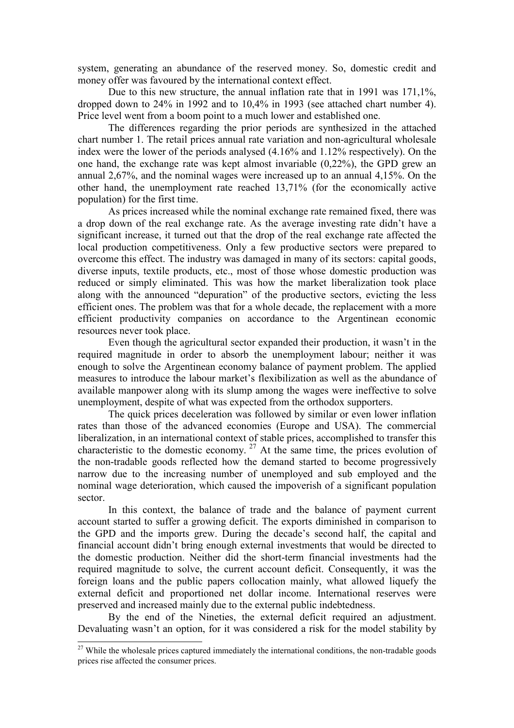system, generating an abundance of the reserved money. So, domestic credit and money offer was favoured by the international context effect.

Due to this new structure, the annual inflation rate that in 1991 was 171,1%, dropped down to 24% in 1992 and to 10,4% in 1993 (see attached chart number 4). Price level went from a boom point to a much lower and established one.

The differences regarding the prior periods are synthesized in the attached chart number 1. The retail prices annual rate variation and non-agricultural wholesale index were the lower of the periods analysed (4.16% and 1.12% respectively). On the one hand, the exchange rate was kept almost invariable (0,22%), the GPD grew an annual 2,67%, and the nominal wages were increased up to an annual 4,15%. On the other hand, the unemployment rate reached 13,71% (for the economically active population) for the first time.

As prices increased while the nominal exchange rate remained fixed, there was a drop down of the real exchange rate. As the average investing rate didn't have a significant increase, it turned out that the drop of the real exchange rate affected the local production competitiveness. Only a few productive sectors were prepared to overcome this effect. The industry was damaged in many of its sectors: capital goods, diverse inputs, textile products, etc., most of those whose domestic production was reduced or simply eliminated. This was how the market liberalization took place along with the announced "depuration" of the productive sectors, evicting the less efficient ones. The problem was that for a whole decade, the replacement with a more efficient productivity companies on accordance to the Argentinean economic resources never took place.

Even though the agricultural sector expanded their production, it wasn't in the required magnitude in order to absorb the unemployment labour; neither it was enough to solve the Argentinean economy balance of payment problem. The applied measures to introduce the labour market's flexibilization as well as the abundance of available manpower along with its slump among the wages were ineffective to solve unemployment, despite of what was expected from the orthodox supporters.

The quick prices deceleration was followed by similar or even lower inflation rates than those of the advanced economies (Europe and USA). The commercial liberalization, in an international context of stable prices, accomplished to transfer this characteristic to the domestic economy. [27] At the same time, the prices evolution of the non-tradable goods reflected how the demand started to become progressively narrow due to the increasing number of unemployed and sub employed and the nominal wage deterioration, which caused the impoverish of a significant population sector.

In this context, the balance of trade and the balance of payment current account started to suffer a growing deficit. The exports diminished in comparison to the GPD and the imports grew. During the decade's second half, the capital and financial account didn't bring enough external investments that would be directed to the domestic production. Neither did the short-term financial investments had the required magnitude to solve, the current account deficit. Consequently, it was the foreign loans and the public papers collocation mainly, what allowed liquefy the external deficit and proportioned net dollar income. International reserves were preserved and increased mainly due to the external public indebtedness.

By the end of the Nineties, the external deficit required an adjustment. Devaluating wasn't an option, for it was considered a risk for the model stability by

---

[27] While the wholesale prices captured immediately the international conditions, the non-tradable goods prices rise affected the consumer prices.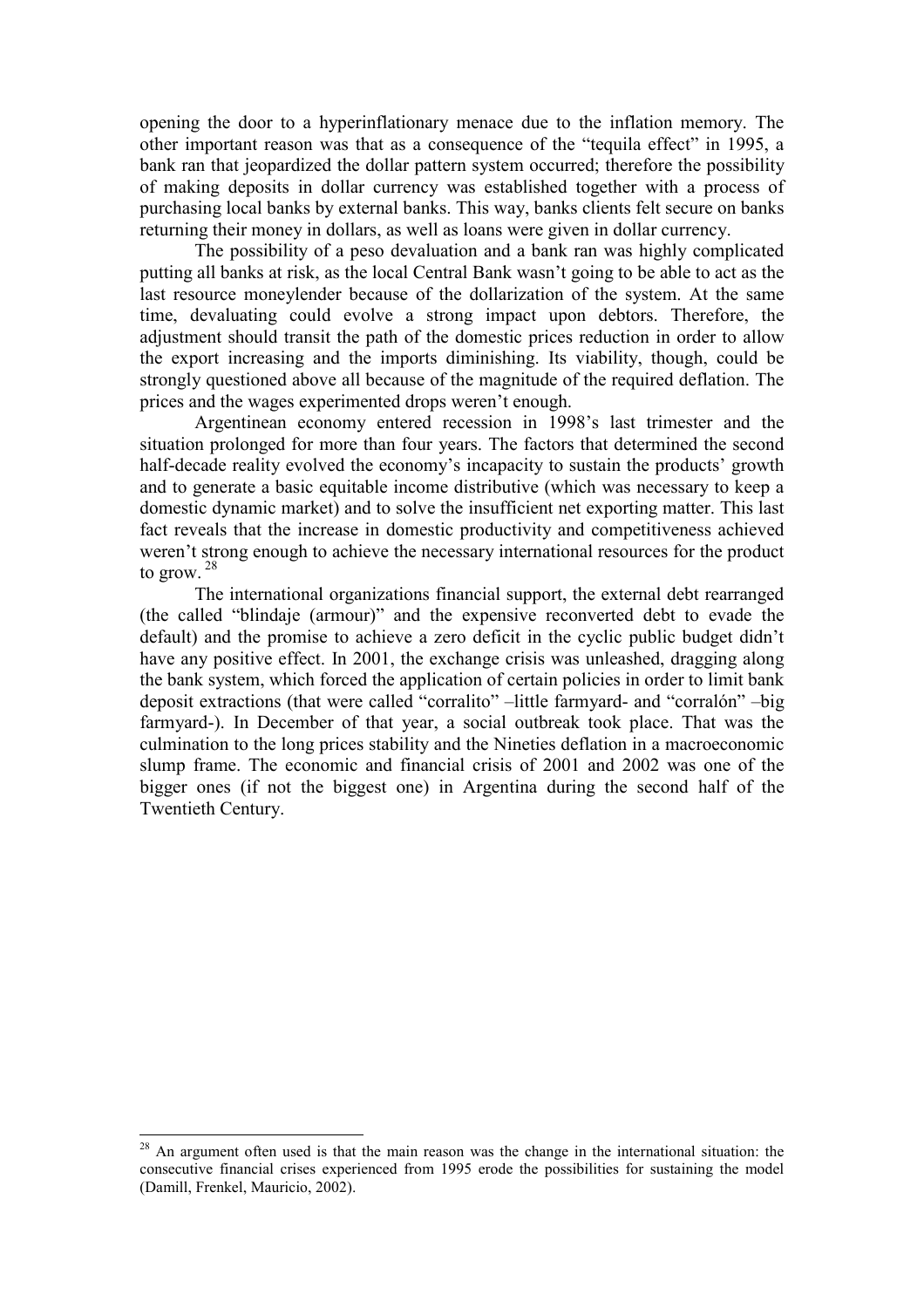opening the door to a hyperinflationary menace due to the inflation memory. The other important reason was that as a consequence of the "tequila effect" in 1995, a bank ran that jeopardized the dollar pattern system occurred; therefore the possibility of making deposits in dollar currency was established together with a process of purchasing local banks by external banks. This way, banks clients felt secure on banks returning their money in dollars, as well as loans were given in dollar currency.

The possibility of a peso devaluation and a bank ran was highly complicated putting all banks at risk, as the local Central Bank wasn't going to be able to act as the last resource moneylender because of the dollarization of the system. At the same time, devaluating could evolve a strong impact upon debtors. Therefore, the adjustment should transit the path of the domestic prices reduction in order to allow the export increasing and the imports diminishing. Its viability, though, could be strongly questioned above all because of the magnitude of the required deflation. The prices and the wages experimented drops weren't enough.

Argentinean economy entered recession in 1998's last trimester and the situation prolonged for more than four years. The factors that determined the second half-decade reality evolved the economy's incapacity to sustain the products' growth and to generate a basic equitable income distributive (which was necessary to keep a domestic dynamic market) and to solve the insufficient net exporting matter. This last fact reveals that the increase in domestic productivity and competitiveness achieved weren't strong enough to achieve the necessary international resources for the product to grow. [28]

The international organizations financial support, the external debt rearranged (the called "blindaje (armour)" and the expensive reconverted debt to evade the default) and the promise to achieve a zero deficit in the cyclic public budget didn't have any positive effect. In 2001, the exchange crisis was unleashed, dragging along the bank system, which forced the application of certain policies in order to limit bank deposit extractions (that were called "corralito" –little farmyard- and "corralón" –big farmyard-). In December of that year, a social outbreak took place. That was the culmination to the long prices stability and the Nineties deflation in a macroeconomic slump frame. The economic and financial crisis of 2001 and 2002 was one of the bigger ones (if not the biggest one) in Argentina during the second half of the Twentieth Century.

---

[28] An argument often used is that the main reason was the change in the international situation: the consecutive financial crises experienced from 1995 erode the possibilities for sustaining the model (Damill, Frenkel, Mauricio, 2002).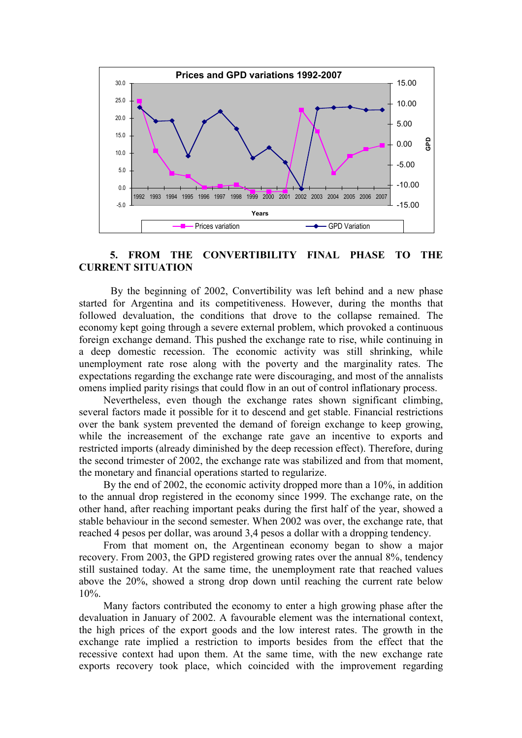## 5. FROM THE CONVERTIBILITY FINAL PHASE TO THE CURRENT SITUATION

By the beginning of 2002, Convertibility was left behind and a new phase started for Argentina and its competitiveness. However, during the months that followed devaluation, the conditions that drove to the collapse remained. The economy kept going through a severe external problem, which provoked a continuous foreign exchange demand. This pushed the exchange rate to rise, while continuing in a deep domestic recession. The economic activity was still shrinking, while unemployment rate rose along with the poverty and the marginality rates. The expectations regarding the exchange rate were discouraging, and most of the annalists omens implied parity risings that could flow in an out of control inflationary process.

Nevertheless, even though the exchange rates shown significant climbing, several factors made it possible for it to descend and get stable. Financial restrictions over the bank system prevented the demand of foreign exchange to keep growing, while the increasement of the exchange rate gave an incentive to exports and restricted imports (already diminished by the deep recession effect). Therefore, during the second trimester of 2002, the exchange rate was stabilized and from that moment, the monetary and financial operations started to regularize.

By the end of 2002, the economic activity dropped more than a 10%, in addition to the annual drop registered in the economy since 1999. The exchange rate, on the other hand, after reaching important peaks during the first half of the year, showed a stable behaviour in the second semester. When 2002 was over, the exchange rate, that reached 4 pesos per dollar, was around 3,4 pesos a dollar with a dropping tendency.

From that moment on, the Argentinean economy began to show a major recovery. From 2003, the GPD registered growing rates over the annual 8%, tendency still sustained today. At the same time, the unemployment rate that reached values above the 20%, showed a strong drop down until reaching the current rate below 10%.

Many factors contributed the economy to enter a high growing phase after the devaluation in January of 2002. A favourable element was the international context, the high prices of the export goods and the low interest rates. The growth in the exchange rate implied a restriction to imports besides from the effect that the recessive context had upon them. At the same time, with the new exchange rate exports recovery took place, which coincided with the improvement regarding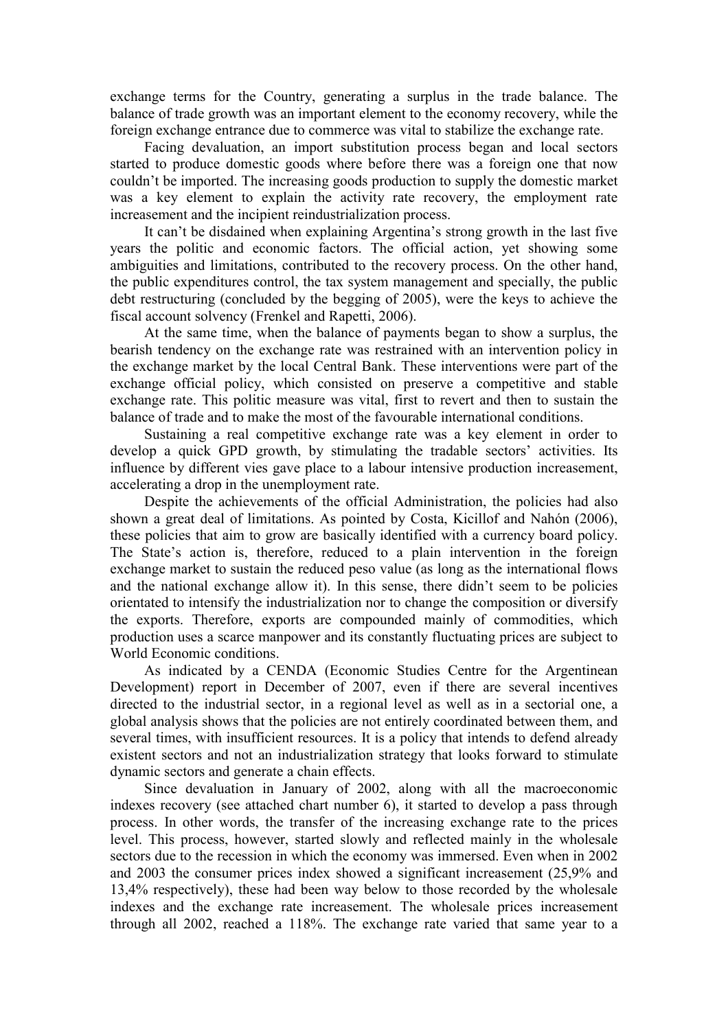exchange terms for the Country, generating a surplus in the trade balance. The balance of trade growth was an important element to the economy recovery, while the foreign exchange entrance due to commerce was vital to stabilize the exchange rate.

Facing devaluation, an import substitution process began and local sectors started to produce domestic goods where before there was a foreign one that now couldn't be imported. The increasing goods production to supply the domestic market was a key element to explain the activity rate recovery, the employment rate increasement and the incipient reindustrialization process.

It can't be disdained when explaining Argentina's strong growth in the last five years the politic and economic factors. The official action, yet showing some ambiguities and limitations, contributed to the recovery process. On the other hand, the public expenditures control, the tax system management and specially, the public debt restructuring (concluded by the begging of 2005), were the keys to achieve the fiscal account solvency (Frenkel and Rapetti, 2006).

At the same time, when the balance of payments began to show a surplus, the bearish tendency on the exchange rate was restrained with an intervention policy in the exchange market by the local Central Bank. These interventions were part of the exchange official policy, which consisted on preserve a competitive and stable exchange rate. This politic measure was vital, first to revert and then to sustain the balance of trade and to make the most of the favourable international conditions.

Sustaining a real competitive exchange rate was a key element in order to develop a quick GPD growth, by stimulating the tradable sectors' activities. Its influence by different vies gave place to a labour intensive production increasement, accelerating a drop in the unemployment rate.

Despite the achievements of the official Administration, the policies had also shown a great deal of limitations. As pointed by Costa, Kicillof and Nahón (2006), these policies that aim to grow are basically identified with a currency board policy. The State's action is, therefore, reduced to a plain intervention in the foreign exchange market to sustain the reduced peso value (as long as the international flows and the national exchange allow it). In this sense, there didn't seem to be policies orientated to intensify the industrialization nor to change the composition or diversify the exports. Therefore, exports are compounded mainly of commodities, which production uses a scarce manpower and its constantly fluctuating prices are subject to World Economic conditions.

As indicated by a CENDA (Economic Studies Centre for the Argentinean Development) report in December of 2007, even if there are several incentives directed to the industrial sector, in a regional level as well as in a sectorial one, a global analysis shows that the policies are not entirely coordinated between them, and several times, with insufficient resources. It is a policy that intends to defend already existent sectors and not an industrialization strategy that looks forward to stimulate dynamic sectors and generate a chain effects.

Since devaluation in January of 2002, along with all the macroeconomic indexes recovery (see attached chart number 6), it started to develop a pass through process. In other words, the transfer of the increasing exchange rate to the prices level. This process, however, started slowly and reflected mainly in the wholesale sectors due to the recession in which the economy was immersed. Even when in 2002 and 2003 the consumer prices index showed a significant increasement (25,9% and 13,4% respectively), these had been way below to those recorded by the wholesale indexes and the exchange rate increasement. The wholesale prices increasement through all 2002, reached a 118%. The exchange rate varied that same year to a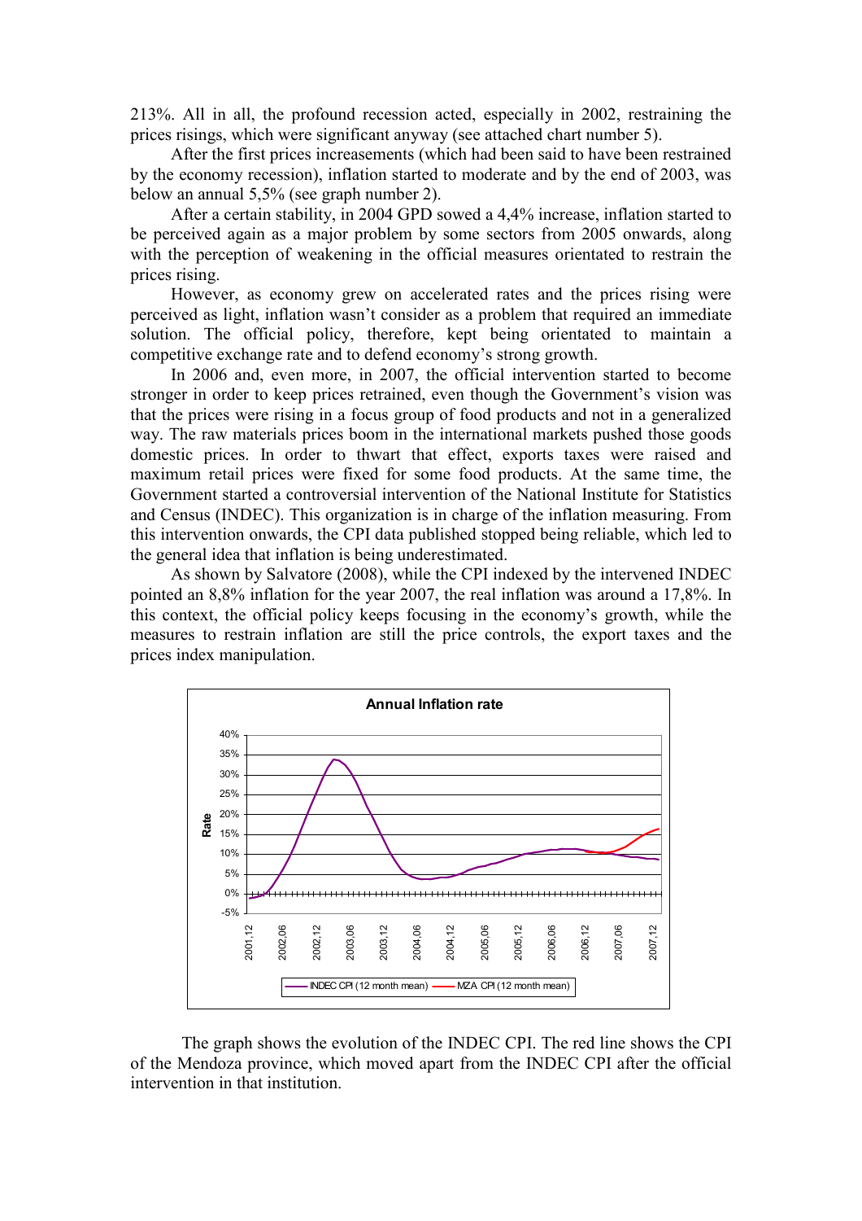213%. All in all, the profound recession acted, especially in 2002, restraining the prices risings, which were significant anyway (see attached chart number 5).

After the first prices increasements (which had been said to have been restrained by the economy recession), inflation started to moderate and by the end of 2003, was below an annual 5,5% (see graph number 2).

After a certain stability, in 2004 GPD sowed a 4,4% increase, inflation started to be perceived again as a major problem by some sectors from 2005 onwards, along with the perception of weakening in the official measures orientated to restrain the prices rising.

However, as economy grew on accelerated rates and the prices rising were perceived as light, inflation wasn't consider as a problem that required an immediate solution. The official policy, therefore, kept being orientated to maintain a competitive exchange rate and to defend economy's strong growth.

In 2006 and, even more, in 2007, the official intervention started to become stronger in order to keep prices retrained, even though the Government's vision was that the prices were rising in a focus group of food products and not in a generalized way. The raw materials prices boom in the international markets pushed those goods domestic prices. In order to thwart that effect, exports taxes were raised and maximum retail prices were fixed for some food products. At the same time, the Government started a controversial intervention of the National Institute for Statistics and Census (INDEC). This organization is in charge of the inflation measuring. From this intervention onwards, the CPI data published stopped being reliable, which led to the general idea that inflation is being underestimated.

As shown by Salvatore (2008), while the CPI indexed by the intervened INDEC pointed an 8,8% inflation for the year 2007, the real inflation was around a 17,8%. In this context, the official policy keeps focusing in the economy's growth, while the measures to restrain inflation are still the price controls, the export taxes and the prices index manipulation.

**Annual Inflation rate**

[Line chart: y-axis "Rate" from -5% to 40%; x-axis from 2001,12 to 2007,12 in six-month steps; legend: INDEC CPI (12 month mean), MZA CPI (12 month mean)]

The graph shows the evolution of the INDEC CPI. The red line shows the CPI of the Mendoza province, which moved apart from the INDEC CPI after the official intervention in that institution.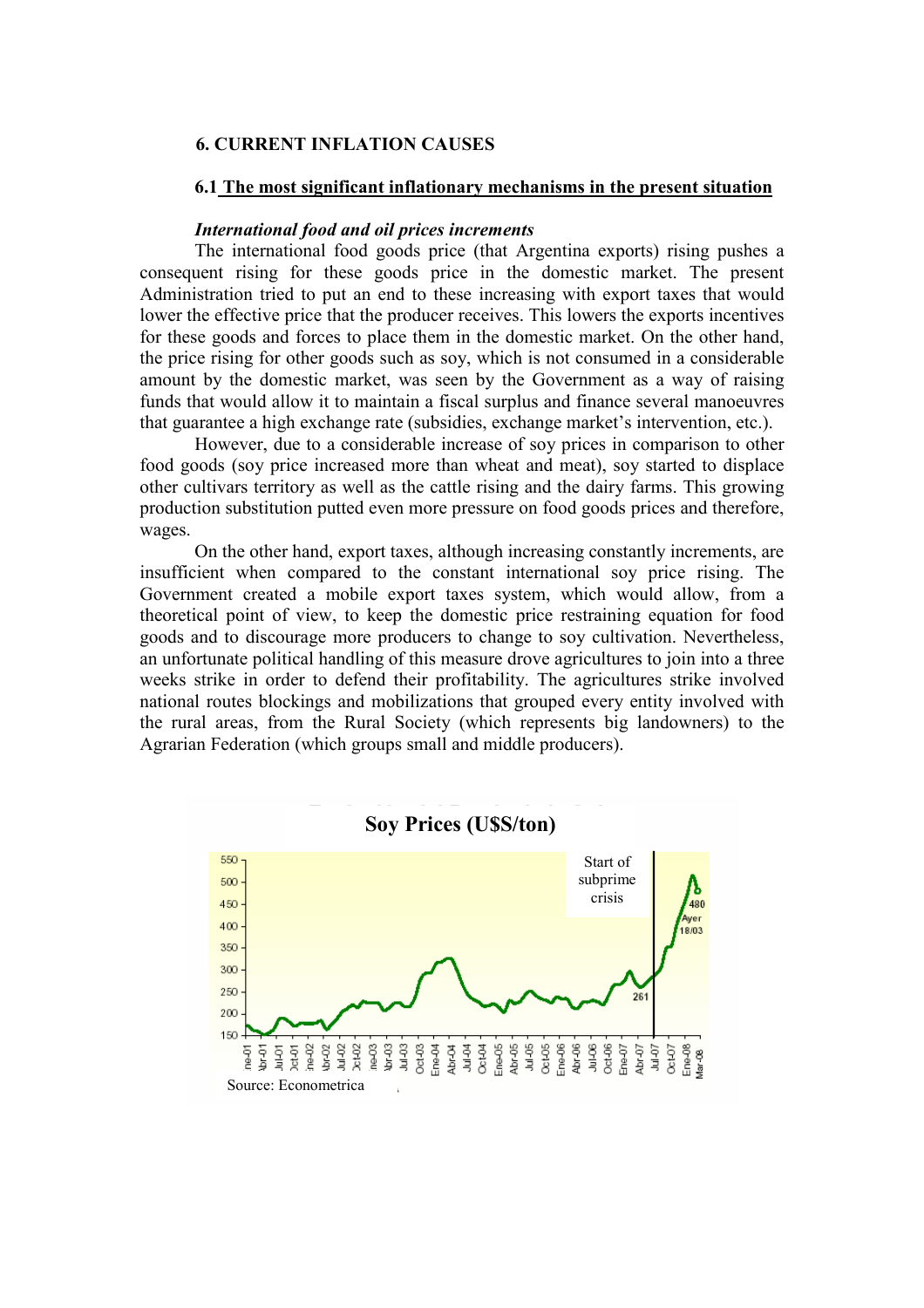## 6. CURRENT INFLATION CAUSES

### 6.1 The most significant inflationary mechanisms in the present situation

***International food and oil prices increments***

The international food goods price (that Argentina exports) rising pushes a consequent rising for these goods price in the domestic market. The present Administration tried to put an end to these increasing with export taxes that would lower the effective price that the producer receives. This lowers the exports incentives for these goods and forces to place them in the domestic market. On the other hand, the price rising for other goods such as soy, which is not consumed in a considerable amount by the domestic market, was seen by the Government as a way of raising funds that would allow it to maintain a fiscal surplus and finance several manoeuvres that guarantee a high exchange rate (subsidies, exchange market's intervention, etc.).

However, due to a considerable increase of soy prices in comparison to other food goods (soy price increased more than wheat and meat), soy started to displace other cultivars territory as well as the cattle rising and the dairy farms. This growing production substitution putted even more pressure on food goods prices and therefore, wages.

On the other hand, export taxes, although increasing constantly increments, are insufficient when compared to the constant international soy price rising. The Government created a mobile export taxes system, which would allow, from a theoretical point of view, to keep the domestic price restraining equation for food goods and to discourage more producers to change to soy cultivation. Nevertheless, an unfortunate political handling of this measure drove agricultures to join into a three weeks strike in order to defend their profitability. The agricultures strike involved national routes blockings and mobilizations that grouped every entity involved with the rural areas, from the Rural Society (which represents big landowners) to the Agrarian Federation (which groups small and middle producers).

**Soy Prices (U$S/ton)**

Source: Econometrica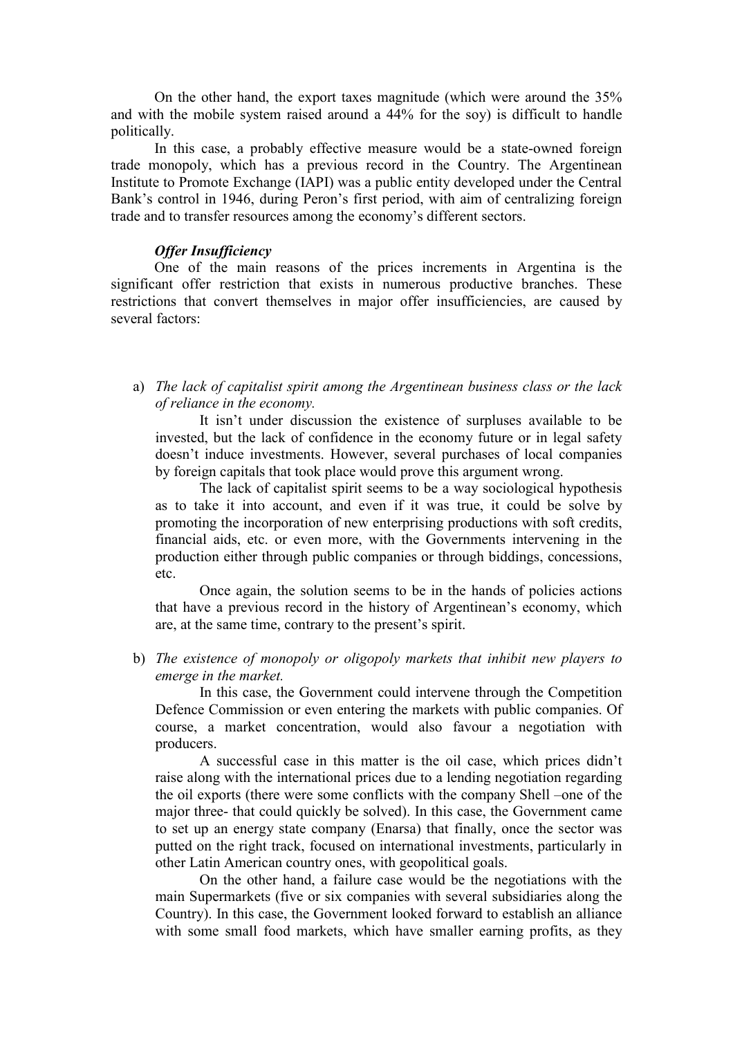On the other hand, the export taxes magnitude (which were around the 35% and with the mobile system raised around a 44% for the soy) is difficult to handle politically.

In this case, a probably effective measure would be a state-owned foreign trade monopoly, which has a previous record in the Country. The Argentinean Institute to Promote Exchange (IAPI) was a public entity developed under the Central Bank's control in 1946, during Peron's first period, with aim of centralizing foreign trade and to transfer resources among the economy's different sectors.

***Offer Insufficiency***

One of the main reasons of the prices increments in Argentina is the significant offer restriction that exists in numerous productive branches. These restrictions that convert themselves in major offer insufficiencies, are caused by several factors:

a) *The lack of capitalist spirit among the Argentinean business class or the lack of reliance in the economy.*

   It isn't under discussion the existence of surpluses available to be invested, but the lack of confidence in the economy future or in legal safety doesn't induce investments. However, several purchases of local companies by foreign capitals that took place would prove this argument wrong.

   The lack of capitalist spirit seems to be a way sociological hypothesis as to take it into account, and even if it was true, it could be solve by promoting the incorporation of new enterprising productions with soft credits, financial aids, etc. or even more, with the Governments intervening in the production either through public companies or through biddings, concessions, etc.

   Once again, the solution seems to be in the hands of policies actions that have a previous record in the history of Argentinean's economy, which are, at the same time, contrary to the present's spirit.

b) *The existence of monopoly or oligopoly markets that inhibit new players to emerge in the market.*

   In this case, the Government could intervene through the Competition Defence Commission or even entering the markets with public companies. Of course, a market concentration, would also favour a negotiation with producers.

   A successful case in this matter is the oil case, which prices didn't raise along with the international prices due to a lending negotiation regarding the oil exports (there were some conflicts with the company Shell –one of the major three- that could quickly be solved). In this case, the Government came to set up an energy state company (Enarsa) that finally, once the sector was putted on the right track, focused on international investments, particularly in other Latin American country ones, with geopolitical goals.

   On the other hand, a failure case would be the negotiations with the main Supermarkets (five or six companies with several subsidiaries along the Country). In this case, the Government looked forward to establish an alliance with some small food markets, which have smaller earning profits, as they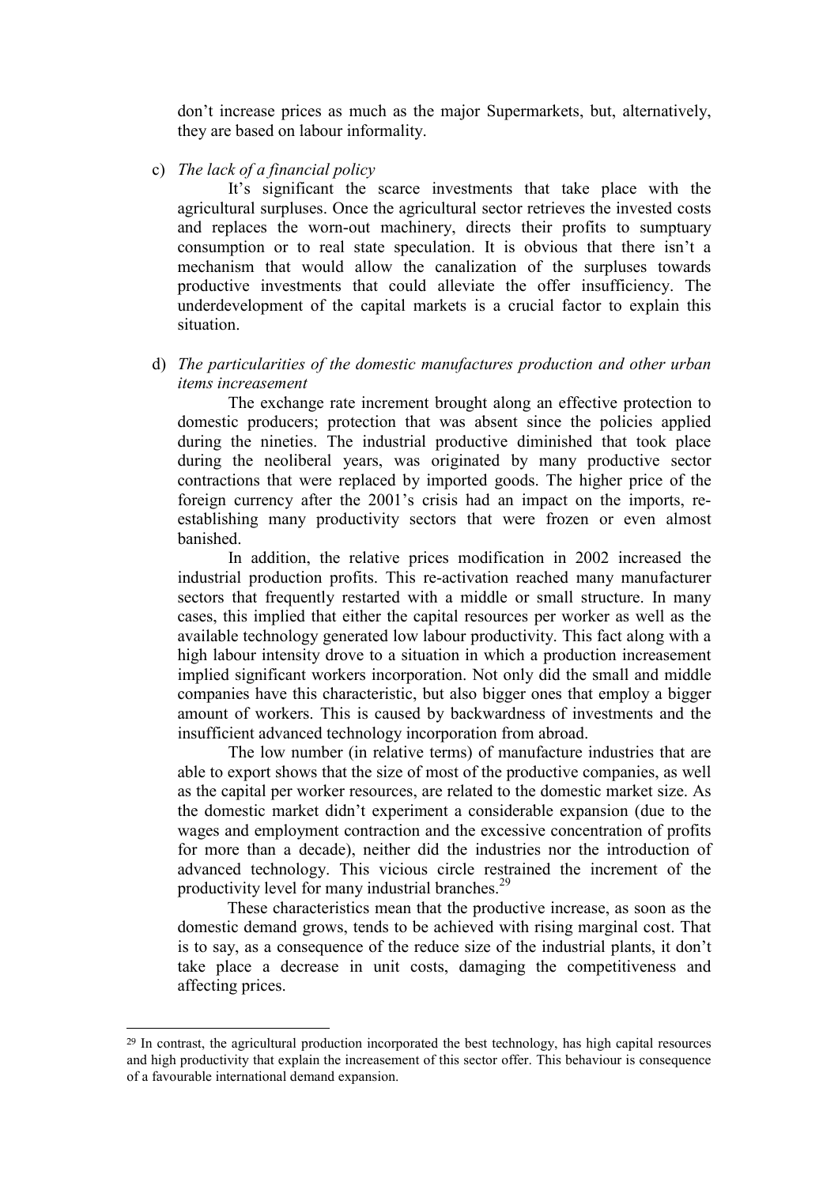don't increase prices as much as the major Supermarkets, but, alternatively, they are based on labour informality.

c) *The lack of a financial policy*

It's significant the scarce investments that take place with the agricultural surpluses. Once the agricultural sector retrieves the invested costs and replaces the worn-out machinery, directs their profits to sumptuary consumption or to real state speculation. It is obvious that there isn't a mechanism that would allow the canalization of the surpluses towards productive investments that could alleviate the offer insufficiency. The underdevelopment of the capital markets is a crucial factor to explain this situation.

d) *The particularities of the domestic manufactures production and other urban items increasement*

The exchange rate increment brought along an effective protection to domestic producers; protection that was absent since the policies applied during the nineties. The industrial productive diminished that took place during the neoliberal years, was originated by many productive sector contractions that were replaced by imported goods. The higher price of the foreign currency after the 2001's crisis had an impact on the imports, re-establishing many productivity sectors that were frozen or even almost banished.

In addition, the relative prices modification in 2002 increased the industrial production profits. This re-activation reached many manufacturer sectors that frequently restarted with a middle or small structure. In many cases, this implied that either the capital resources per worker as well as the available technology generated low labour productivity. This fact along with a high labour intensity drove to a situation in which a production increasement implied significant workers incorporation. Not only did the small and middle companies have this characteristic, but also bigger ones that employ a bigger amount of workers. This is caused by backwardness of investments and the insufficient advanced technology incorporation from abroad.

The low number (in relative terms) of manufacture industries that are able to export shows that the size of most of the productive companies, as well as the capital per worker resources, are related to the domestic market size. As the domestic market didn't experiment a considerable expansion (due to the wages and employment contraction and the excessive concentration of profits for more than a decade), neither did the industries nor the introduction of advanced technology. This vicious circle restrained the increment of the productivity level for many industrial branches.[29]

These characteristics mean that the productive increase, as soon as the domestic demand grows, tends to be achieved with rising marginal cost. That is to say, as a consequence of the reduce size of the industrial plants, it don't take place a decrease in unit costs, damaging the competitiveness and affecting prices.

---

[29] In contrast, the agricultural production incorporated the best technology, has high capital resources and high productivity that explain the increasement of this sector offer. This behaviour is consequence of a favourable international demand expansion.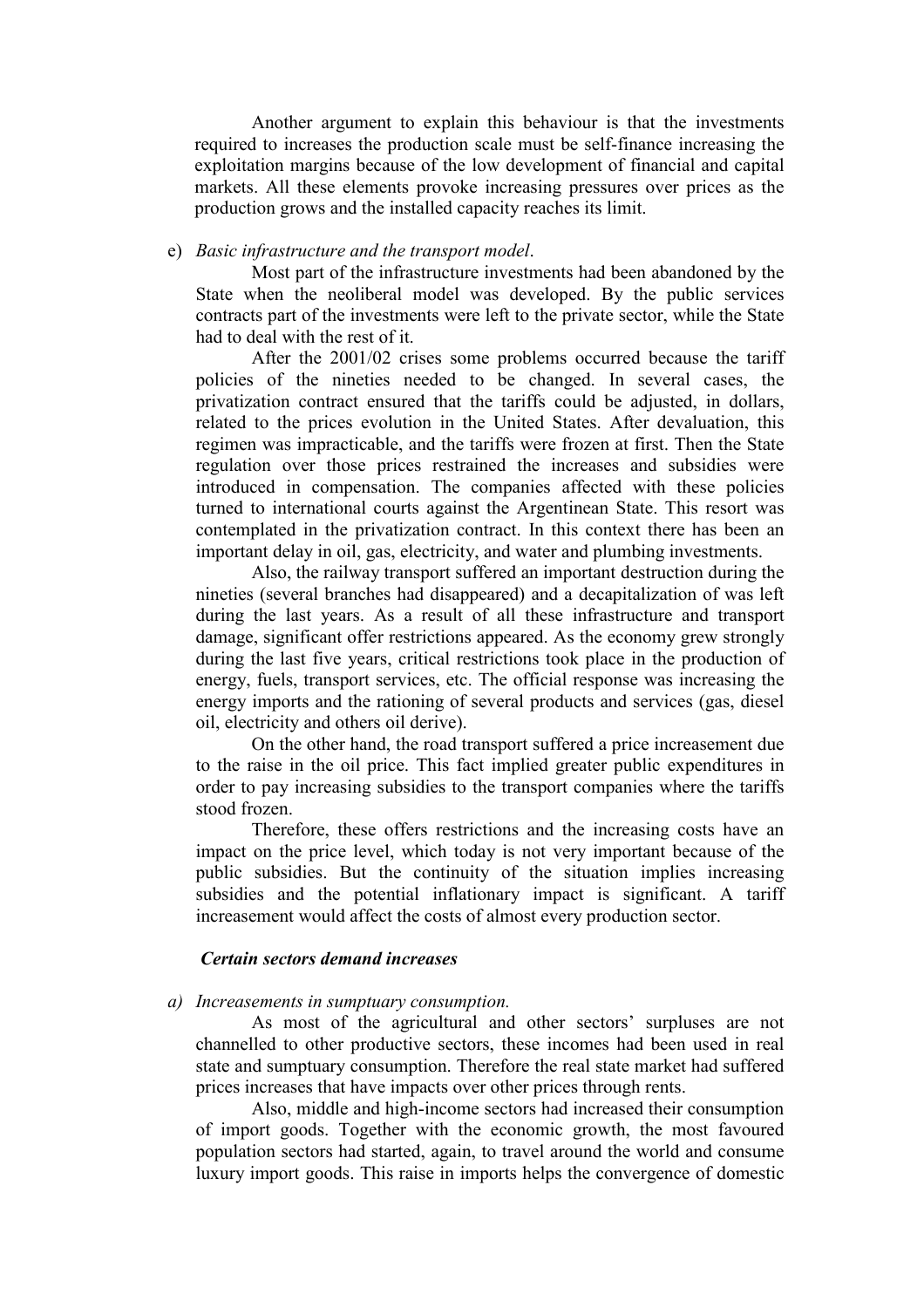Another argument to explain this behaviour is that the investments required to increases the production scale must be self-finance increasing the exploitation margins because of the low development of financial and capital markets. All these elements provoke increasing pressures over prices as the production grows and the installed capacity reaches its limit.

e) *Basic infrastructure and the transport model*.

Most part of the infrastructure investments had been abandoned by the State when the neoliberal model was developed. By the public services contracts part of the investments were left to the private sector, while the State had to deal with the rest of it.

After the 2001/02 crises some problems occurred because the tariff policies of the nineties needed to be changed. In several cases, the privatization contract ensured that the tariffs could be adjusted, in dollars, related to the prices evolution in the United States. After devaluation, this regimen was impracticable, and the tariffs were frozen at first. Then the State regulation over those prices restrained the increases and subsidies were introduced in compensation. The companies affected with these policies turned to international courts against the Argentinean State. This resort was contemplated in the privatization contract. In this context there has been an important delay in oil, gas, electricity, and water and plumbing investments.

Also, the railway transport suffered an important destruction during the nineties (several branches had disappeared) and a decapitalization of was left during the last years. As a result of all these infrastructure and transport damage, significant offer restrictions appeared. As the economy grew strongly during the last five years, critical restrictions took place in the production of energy, fuels, transport services, etc. The official response was increasing the energy imports and the rationing of several products and services (gas, diesel oil, electricity and others oil derive).

On the other hand, the road transport suffered a price increasement due to the raise in the oil price. This fact implied greater public expenditures in order to pay increasing subsidies to the transport companies where the tariffs stood frozen.

Therefore, these offers restrictions and the increasing costs have an impact on the price level, which today is not very important because of the public subsidies. But the continuity of the situation implies increasing subsidies and the potential inflationary impact is significant. A tariff increasement would affect the costs of almost every production sector.

***Certain sectors demand increases***

a) *Increasements in sumptuary consumption.*

As most of the agricultural and other sectors' surpluses are not channelled to other productive sectors, these incomes had been used in real state and sumptuary consumption. Therefore the real state market had suffered prices increases that have impacts over other prices through rents.

Also, middle and high-income sectors had increased their consumption of import goods. Together with the economic growth, the most favoured population sectors had started, again, to travel around the world and consume luxury import goods. This raise in imports helps the convergence of domestic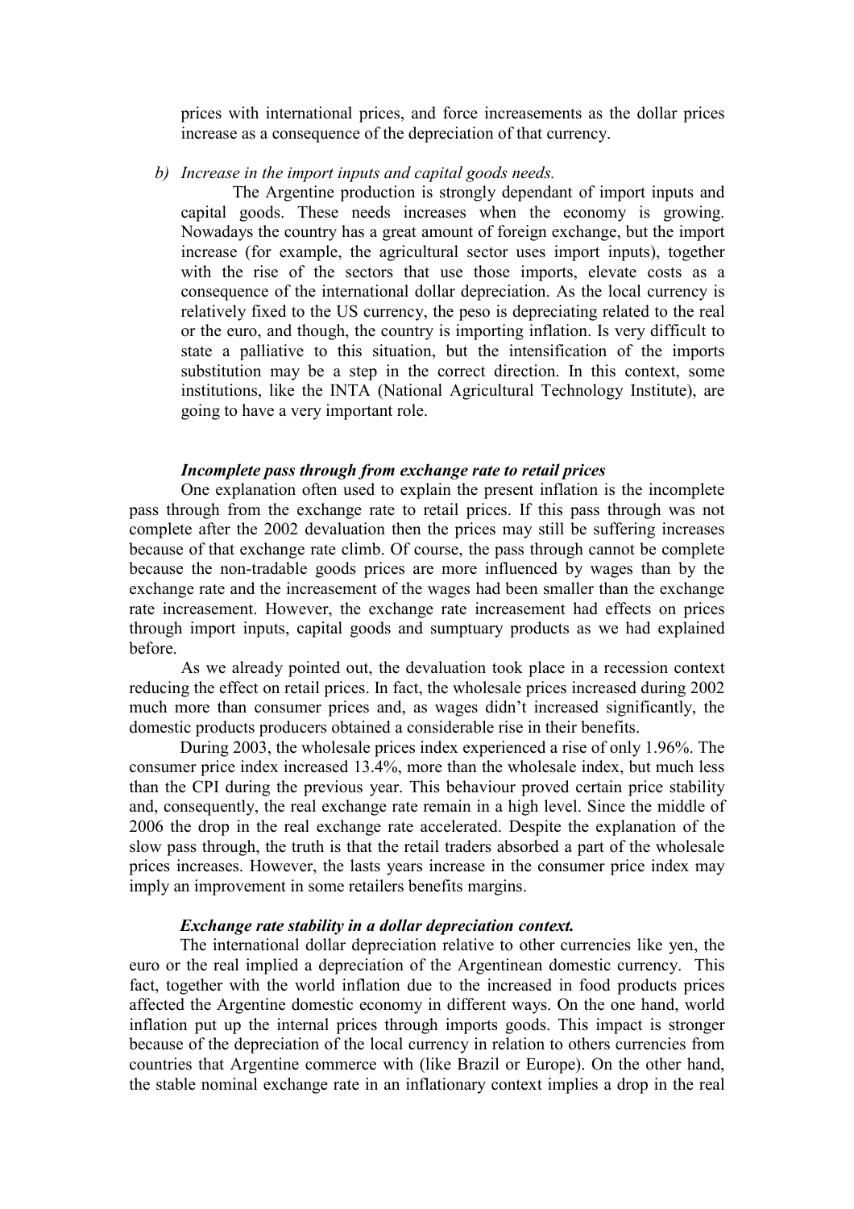prices with international prices, and force increasements as the dollar prices increase as a consequence of the depreciation of that currency.

*b) Increase in the import inputs and capital goods needs.*

The Argentine production is strongly dependant of import inputs and capital goods. These needs increases when the economy is growing. Nowadays the country has a great amount of foreign exchange, but the import increase (for example, the agricultural sector uses import inputs), together with the rise of the sectors that use those imports, elevate costs as a consequence of the international dollar depreciation. As the local currency is relatively fixed to the US currency, the peso is depreciating related to the real or the euro, and though, the country is importing inflation. Is very difficult to state a palliative to this situation, but the intensification of the imports substitution may be a step in the correct direction. In this context, some institutions, like the INTA (National Agricultural Technology Institute), are going to have a very important role.

***Incomplete pass through from exchange rate to retail prices***

One explanation often used to explain the present inflation is the incomplete pass through from the exchange rate to retail prices. If this pass through was not complete after the 2002 devaluation then the prices may still be suffering increases because of that exchange rate climb. Of course, the pass through cannot be complete because the non-tradable goods prices are more influenced by wages than by the exchange rate and the increasement of the wages had been smaller than the exchange rate increasement. However, the exchange rate increasement had effects on prices through import inputs, capital goods and sumptuary products as we had explained before.

As we already pointed out, the devaluation took place in a recession context reducing the effect on retail prices. In fact, the wholesale prices increased during 2002 much more than consumer prices and, as wages didn't increased significantly, the domestic products producers obtained a considerable rise in their benefits.

During 2003, the wholesale prices index experienced a rise of only 1.96%. The consumer price index increased 13.4%, more than the wholesale index, but much less than the CPI during the previous year. This behaviour proved certain price stability and, consequently, the real exchange rate remain in a high level. Since the middle of 2006 the drop in the real exchange rate accelerated. Despite the explanation of the slow pass through, the truth is that the retail traders absorbed a part of the wholesale prices increases. However, the lasts years increase in the consumer price index may imply an improvement in some retailers benefits margins.

***Exchange rate stability in a dollar depreciation context.***

The international dollar depreciation relative to other currencies like yen, the euro or the real implied a depreciation of the Argentinean domestic currency. This fact, together with the world inflation due to the increased in food products prices affected the Argentine domestic economy in different ways. On the one hand, world inflation put up the internal prices through imports goods. This impact is stronger because of the depreciation of the local currency in relation to others currencies from countries that Argentine commerce with (like Brazil or Europe). On the other hand, the stable nominal exchange rate in an inflationary context implies a drop in the real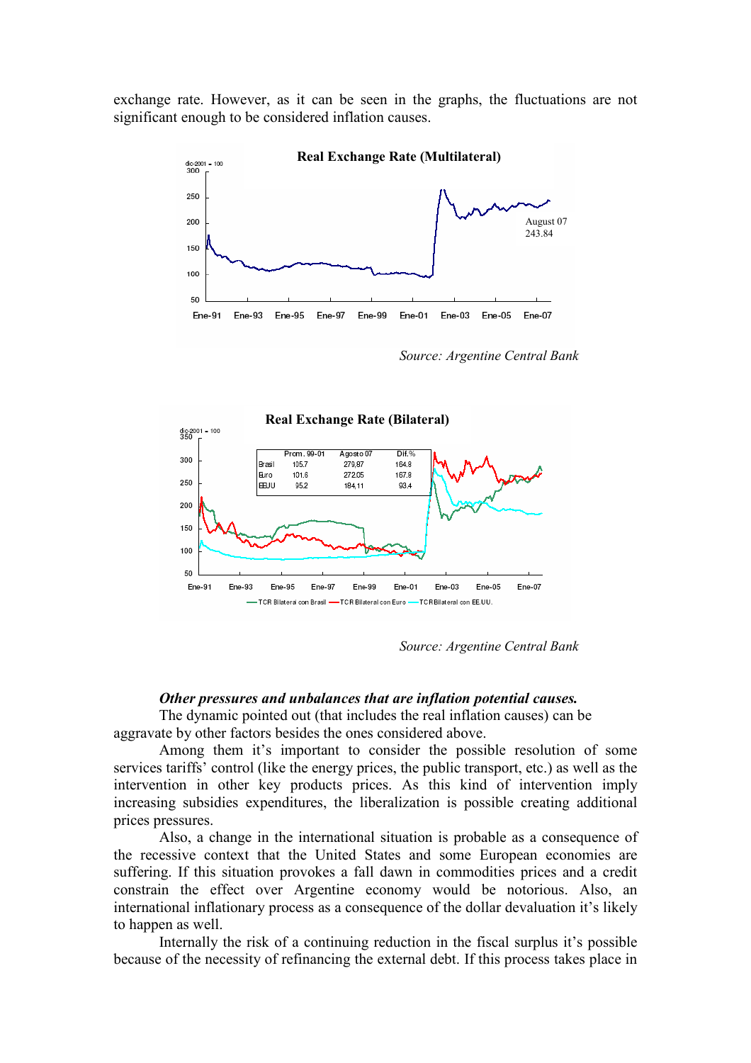exchange rate. However, as it can be seen in the graphs, the fluctuations are not significant enough to be considered inflation causes.

**Real Exchange Rate (Multilateral)**

Source: Argentine Central Bank

**Real Exchange Rate (Bilateral)**

| | Prom. 99-01 | Agosto 07 | Dif.% |
|---|---|---|---|
| Brasil | 105.7 | 279,87 | 164.8 |
| Euro | 101.6 | 272.05 | 167.8 |
| EEUU | 95.2 | 184,11 | 93.4 |

Source: Argentine Central Bank

***Other pressures and unbalances that are inflation potential causes.***

The dynamic pointed out (that includes the real inflation causes) can be aggravate by other factors besides the ones considered above.

Among them it's important to consider the possible resolution of some services tariffs' control (like the energy prices, the public transport, etc.) as well as the intervention in other key products prices. As this kind of intervention imply increasing subsidies expenditures, the liberalization is possible creating additional prices pressures.

Also, a change in the international situation is probable as a consequence of the recessive context that the United States and some European economies are suffering. If this situation provokes a fall dawn in commodities prices and a credit constrain the effect over Argentine economy would be notorious. Also, an international inflationary process as a consequence of the dollar devaluation it's likely to happen as well.

Internally the risk of a continuing reduction in the fiscal surplus it's possible because of the necessity of refinancing the external debt. If this process takes place in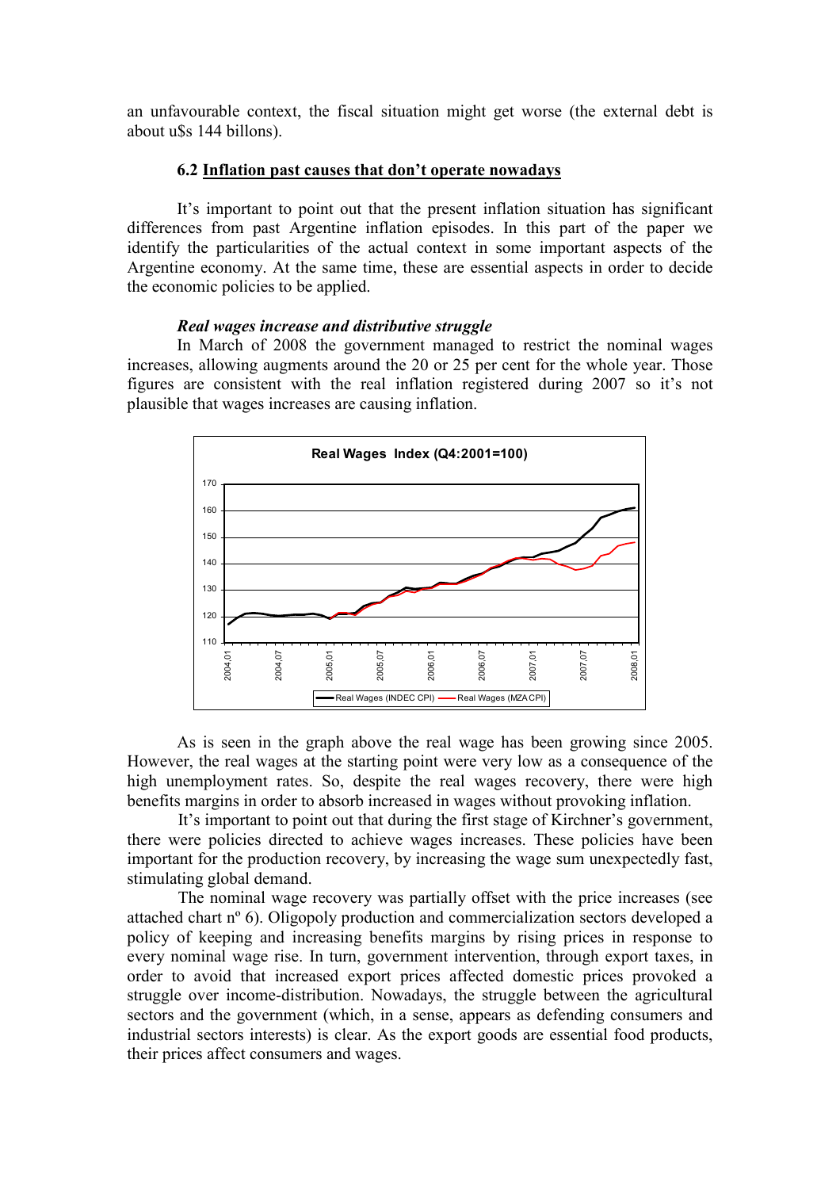an unfavourable context, the fiscal situation might get worse (the external debt is about u$s 144 billons).

### 6.2 Inflation past causes that don't operate nowadays

It's important to point out that the present inflation situation has significant differences from past Argentine inflation episodes. In this part of the paper we identify the particularities of the actual context in some important aspects of the Argentine economy. At the same time, these are essential aspects in order to decide the economic policies to be applied.

#### *Real wages increase and distributive struggle*

In March of 2008 the government managed to restrict the nominal wages increases, allowing augments around the 20 or 25 per cent for the whole year. Those figures are consistent with the real inflation registered during 2007 so it's not plausible that wages increases are causing inflation.

**Real Wages Index (Q4:2001=100)**

Legend: Real Wages (INDEC CPI) — Real Wages (MZA CPI)

As is seen in the graph above the real wage has been growing since 2005. However, the real wages at the starting point were very low as a consequence of the high unemployment rates. So, despite the real wages recovery, there were high benefits margins in order to absorb increased in wages without provoking inflation.

It's important to point out that during the first stage of Kirchner's government, there were policies directed to achieve wages increases. These policies have been important for the production recovery, by increasing the wage sum unexpectedly fast, stimulating global demand.

The nominal wage recovery was partially offset with the price increases (see attached chart nº 6). Oligopoly production and commercialization sectors developed a policy of keeping and increasing benefits margins by rising prices in response to every nominal wage rise. In turn, government intervention, through export taxes, in order to avoid that increased export prices affected domestic prices provoked a struggle over income-distribution. Nowadays, the struggle between the agricultural sectors and the government (which, in a sense, appears as defending consumers and industrial sectors interests) is clear. As the export goods are essential food products, their prices affect consumers and wages.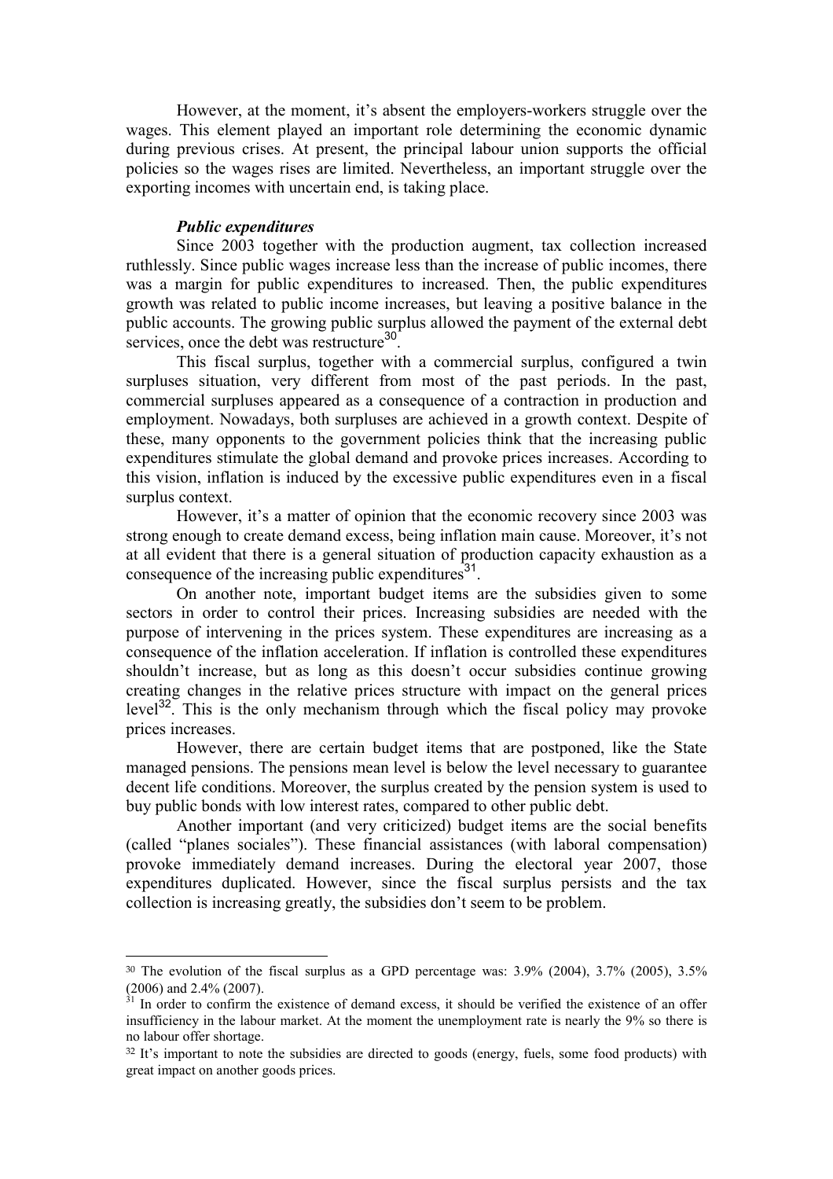However, at the moment, it's absent the employers-workers struggle over the wages. This element played an important role determining the economic dynamic during previous crises. At present, the principal labour union supports the official policies so the wages rises are limited. Nevertheless, an important struggle over the exporting incomes with uncertain end, is taking place.

***Public expenditures***

Since 2003 together with the production augment, tax collection increased ruthlessly. Since public wages increase less than the increase of public incomes, there was a margin for public expenditures to increased. Then, the public expenditures growth was related to public income increases, but leaving a positive balance in the public accounts. The growing public surplus allowed the payment of the external debt services, once the debt was restructure[30].

This fiscal surplus, together with a commercial surplus, configured a twin surpluses situation, very different from most of the past periods. In the past, commercial surpluses appeared as a consequence of a contraction in production and employment. Nowadays, both surpluses are achieved in a growth context. Despite of these, many opponents to the government policies think that the increasing public expenditures stimulate the global demand and provoke prices increases. According to this vision, inflation is induced by the excessive public expenditures even in a fiscal surplus context.

However, it's a matter of opinion that the economic recovery since 2003 was strong enough to create demand excess, being inflation main cause. Moreover, it's not at all evident that there is a general situation of production capacity exhaustion as a consequence of the increasing public expenditures[31].

On another note, important budget items are the subsidies given to some sectors in order to control their prices. Increasing subsidies are needed with the purpose of intervening in the prices system. These expenditures are increasing as a consequence of the inflation acceleration. If inflation is controlled these expenditures shouldn't increase, but as long as this doesn't occur subsidies continue growing creating changes in the relative prices structure with impact on the general prices level[32]. This is the only mechanism through which the fiscal policy may provoke prices increases.

However, there are certain budget items that are postponed, like the State managed pensions. The pensions mean level is below the level necessary to guarantee decent life conditions. Moreover, the surplus created by the pension system is used to buy public bonds with low interest rates, compared to other public debt.

Another important (and very criticized) budget items are the social benefits (called "planes sociales"). These financial assistances (with laboral compensation) provoke immediately demand increases. During the electoral year 2007, those expenditures duplicated. However, since the fiscal surplus persists and the tax collection is increasing greatly, the subsidies don't seem to be problem.

---

[30] The evolution of the fiscal surplus as a GPD percentage was: 3.9% (2004), 3.7% (2005), 3.5% (2006) and 2.4% (2007).

[31] In order to confirm the existence of demand excess, it should be verified the existence of an offer insufficiency in the labour market. At the moment the unemployment rate is nearly the 9% so there is no labour offer shortage.

[32] It's important to note the subsidies are directed to goods (energy, fuels, some food products) with great impact on another goods prices.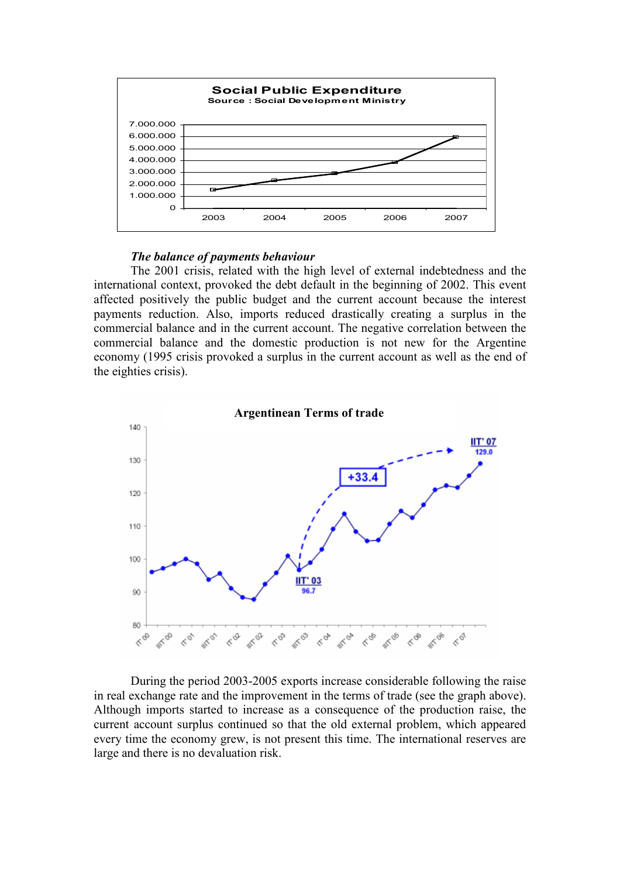**Social Public Expenditure**
Source : Social Development Ministry

*The balance of payments behaviour*

The 2001 crisis, related with the high level of external indebtedness and the international context, provoked the debt default in the beginning of 2002. This event affected positively the public budget and the current account because the interest payments reduction. Also, imports reduced drastically creating a surplus in the commercial balance and in the current account. The negative correlation between the commercial balance and the domestic production is not new for the Argentine economy (1995 crisis provoked a surplus in the current account as well as the end of the eighties crisis).

**Argentinean Terms of trade**

During the period 2003-2005 exports increase considerable following the raise in real exchange rate and the improvement in the terms of trade (see the graph above). Although imports started to increase as a consequence of the production raise, the current account surplus continued so that the old external problem, which appeared every time the economy grew, is not present this time. The international reserves are large and there is no devaluation risk.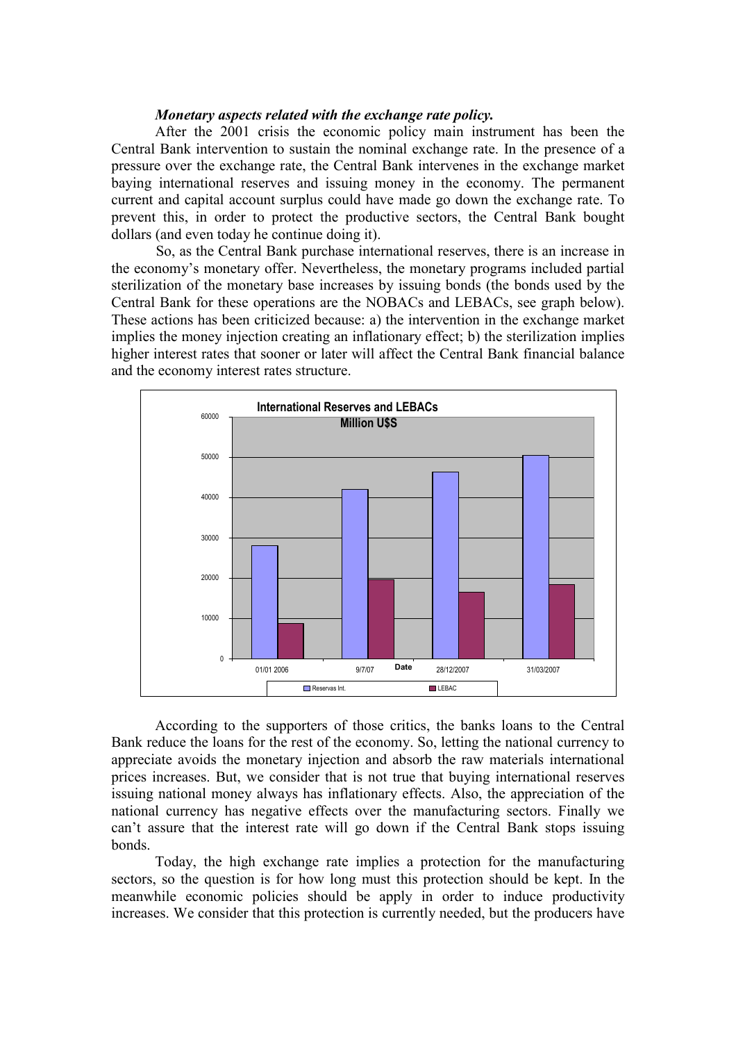***Monetary aspects related with the exchange rate policy.***

After the 2001 crisis the economic policy main instrument has been the Central Bank intervention to sustain the nominal exchange rate. In the presence of a pressure over the exchange rate, the Central Bank intervenes in the exchange market baying international reserves and issuing money in the economy. The permanent current and capital account surplus could have made go down the exchange rate. To prevent this, in order to protect the productive sectors, the Central Bank bought dollars (and even today he continue doing it).

So, as the Central Bank purchase international reserves, there is an increase in the economy's monetary offer. Nevertheless, the monetary programs included partial sterilization of the monetary base increases by issuing bonds (the bonds used by the Central Bank for these operations are the NOBACs and LEBACs, see graph below). These actions has been criticized because: a) the intervention in the exchange market implies the money injection creating an inflationary effect; b) the sterilization implies higher interest rates that sooner or later will affect the Central Bank financial balance and the economy interest rates structure.

**International Reserves and LEBACs**
**Million U$S**

According to the supporters of those critics, the banks loans to the Central Bank reduce the loans for the rest of the economy. So, letting the national currency to appreciate avoids the monetary injection and absorb the raw materials international prices increases. But, we consider that is not true that buying international reserves issuing national money always has inflationary effects. Also, the appreciation of the national currency has negative effects over the manufacturing sectors. Finally we can't assure that the interest rate will go down if the Central Bank stops issuing bonds.

Today, the high exchange rate implies a protection for the manufacturing sectors, so the question is for how long must this protection should be kept. In the meanwhile economic policies should be apply in order to induce productivity increases. We consider that this protection is currently needed, but the producers have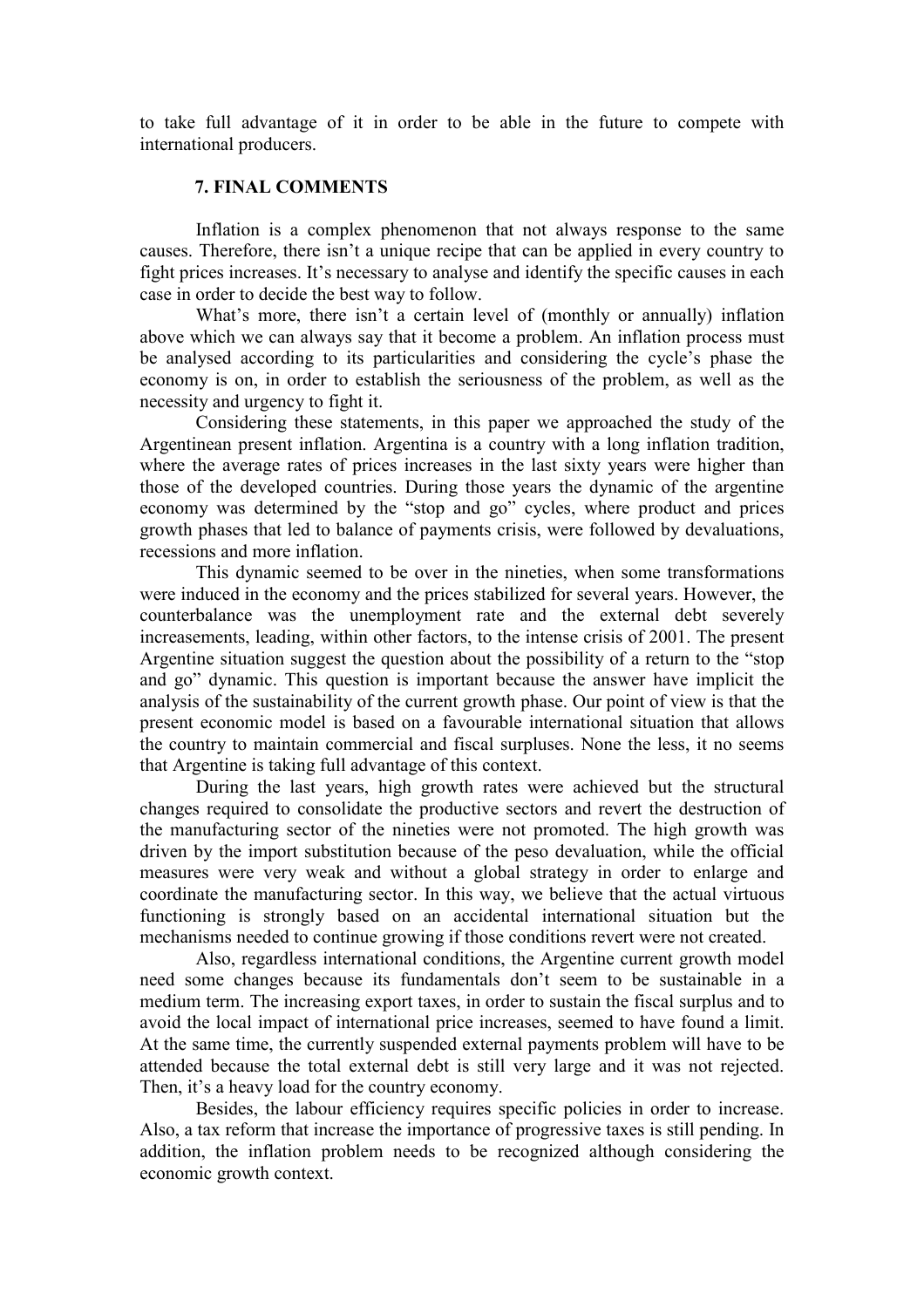to take full advantage of it in order to be able in the future to compete with international producers.

## 7. FINAL COMMENTS

Inflation is a complex phenomenon that not always response to the same causes. Therefore, there isn't a unique recipe that can be applied in every country to fight prices increases. It's necessary to analyse and identify the specific causes in each case in order to decide the best way to follow.

What's more, there isn't a certain level of (monthly or annually) inflation above which we can always say that it become a problem. An inflation process must be analysed according to its particularities and considering the cycle's phase the economy is on, in order to establish the seriousness of the problem, as well as the necessity and urgency to fight it.

Considering these statements, in this paper we approached the study of the Argentinean present inflation. Argentina is a country with a long inflation tradition, where the average rates of prices increases in the last sixty years were higher than those of the developed countries. During those years the dynamic of the argentine economy was determined by the "stop and go" cycles, where product and prices growth phases that led to balance of payments crisis, were followed by devaluations, recessions and more inflation.

This dynamic seemed to be over in the nineties, when some transformations were induced in the economy and the prices stabilized for several years. However, the counterbalance was the unemployment rate and the external debt severely increasements, leading, within other factors, to the intense crisis of 2001. The present Argentine situation suggest the question about the possibility of a return to the "stop and go" dynamic. This question is important because the answer have implicit the analysis of the sustainability of the current growth phase. Our point of view is that the present economic model is based on a favourable international situation that allows the country to maintain commercial and fiscal surpluses. None the less, it no seems that Argentine is taking full advantage of this context.

During the last years, high growth rates were achieved but the structural changes required to consolidate the productive sectors and revert the destruction of the manufacturing sector of the nineties were not promoted. The high growth was driven by the import substitution because of the peso devaluation, while the official measures were very weak and without a global strategy in order to enlarge and coordinate the manufacturing sector. In this way, we believe that the actual virtuous functioning is strongly based on an accidental international situation but the mechanisms needed to continue growing if those conditions revert were not created.

Also, regardless international conditions, the Argentine current growth model need some changes because its fundamentals don't seem to be sustainable in a medium term. The increasing export taxes, in order to sustain the fiscal surplus and to avoid the local impact of international price increases, seemed to have found a limit. At the same time, the currently suspended external payments problem will have to be attended because the total external debt is still very large and it was not rejected. Then, it's a heavy load for the country economy.

Besides, the labour efficiency requires specific policies in order to increase. Also, a tax reform that increase the importance of progressive taxes is still pending. In addition, the inflation problem needs to be recognized although considering the economic growth context.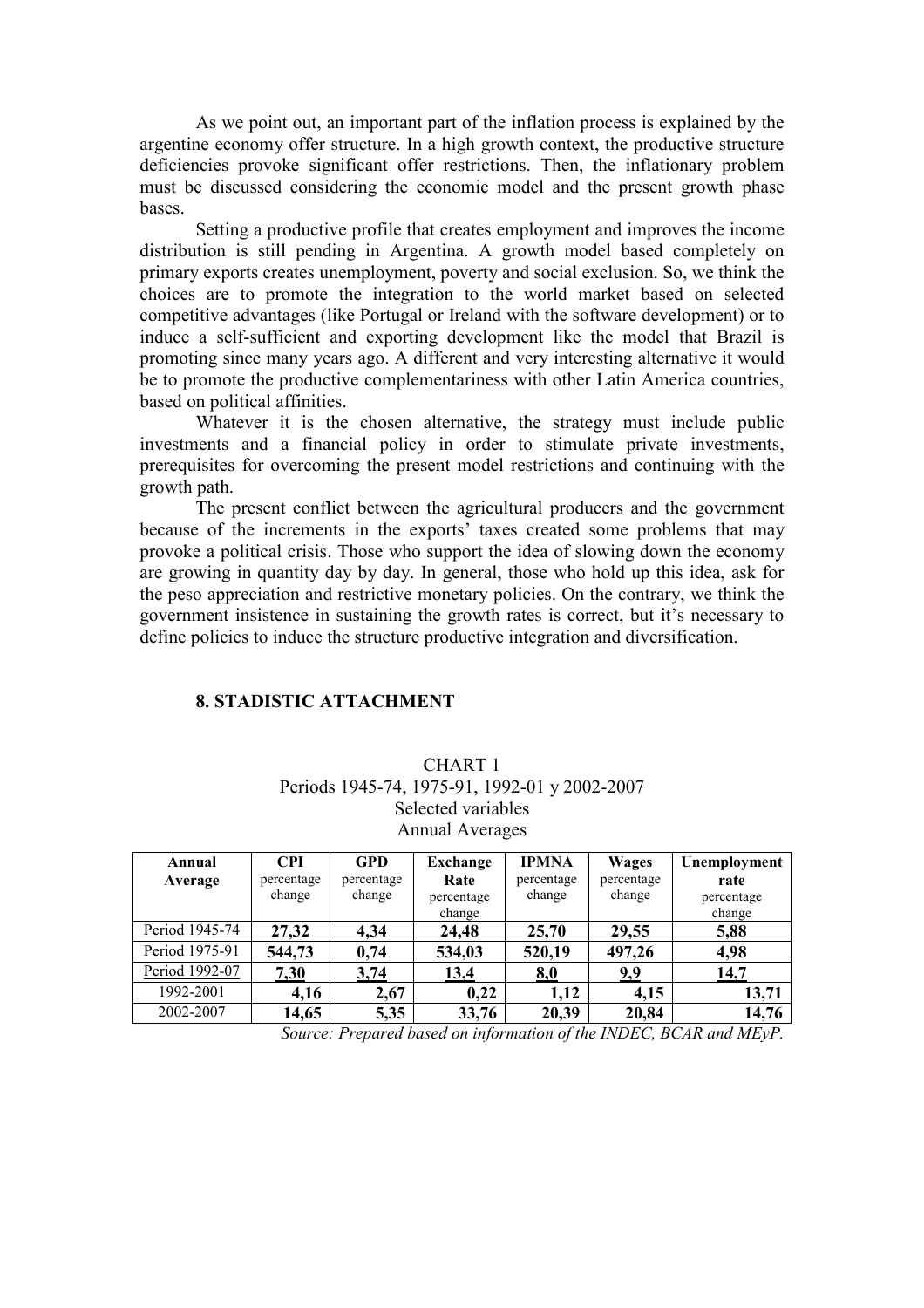As we point out, an important part of the inflation process is explained by the argentine economy offer structure. In a high growth context, the productive structure deficiencies provoke significant offer restrictions. Then, the inflationary problem must be discussed considering the economic model and the present growth phase bases.

Setting a productive profile that creates employment and improves the income distribution is still pending in Argentina. A growth model based completely on primary exports creates unemployment, poverty and social exclusion. So, we think the choices are to promote the integration to the world market based on selected competitive advantages (like Portugal or Ireland with the software development) or to induce a self-sufficient and exporting development like the model that Brazil is promoting since many years ago. A different and very interesting alternative it would be to promote the productive complementariness with other Latin America countries, based on political affinities.

Whatever it is the chosen alternative, the strategy must include public investments and a financial policy in order to stimulate private investments, prerequisites for overcoming the present model restrictions and continuing with the growth path.

The present conflict between the agricultural producers and the government because of the increments in the exports' taxes created some problems that may provoke a political crisis. Those who support the idea of slowing down the economy are growing in quantity day by day. In general, those who hold up this idea, ask for the peso appreciation and restrictive monetary policies. On the contrary, we think the government insistence in sustaining the growth rates is correct, but it's necessary to define policies to induce the structure productive integration and diversification.

## 8. STADISTIC ATTACHMENT

CHART 1
Periods 1945-74, 1975-91, 1992-01 y 2002-2007
Selected variables
Annual Averages

| Annual Average | CPI percentage change | GPD percentage change | Exchange Rate percentage change | IPMNA percentage change | Wages percentage change | Unemployment rate percentage change |
|---|---|---|---|---|---|---|
| Period 1945-74 | **27,32** | **4,34** | **24,48** | **25,70** | **29,55** | **5,88** |
| Period 1975-91 | **544,73** | **0,74** | **534,03** | **520,19** | **497,26** | **4,98** |
| Period 1992-07 | **7,30** | **3,74** | **13,4** | **8,0** | **9,9** | **14,7** |
| 1992-2001 | **4,16** | **2,67** | **0,22** | **1,12** | **4,15** | **13,71** |
| 2002-2007 | **14,65** | **5,35** | **33,76** | **20,39** | **20,84** | **14,76** |

*Source: Prepared based on information of the INDEC, BCAR and MEyP.*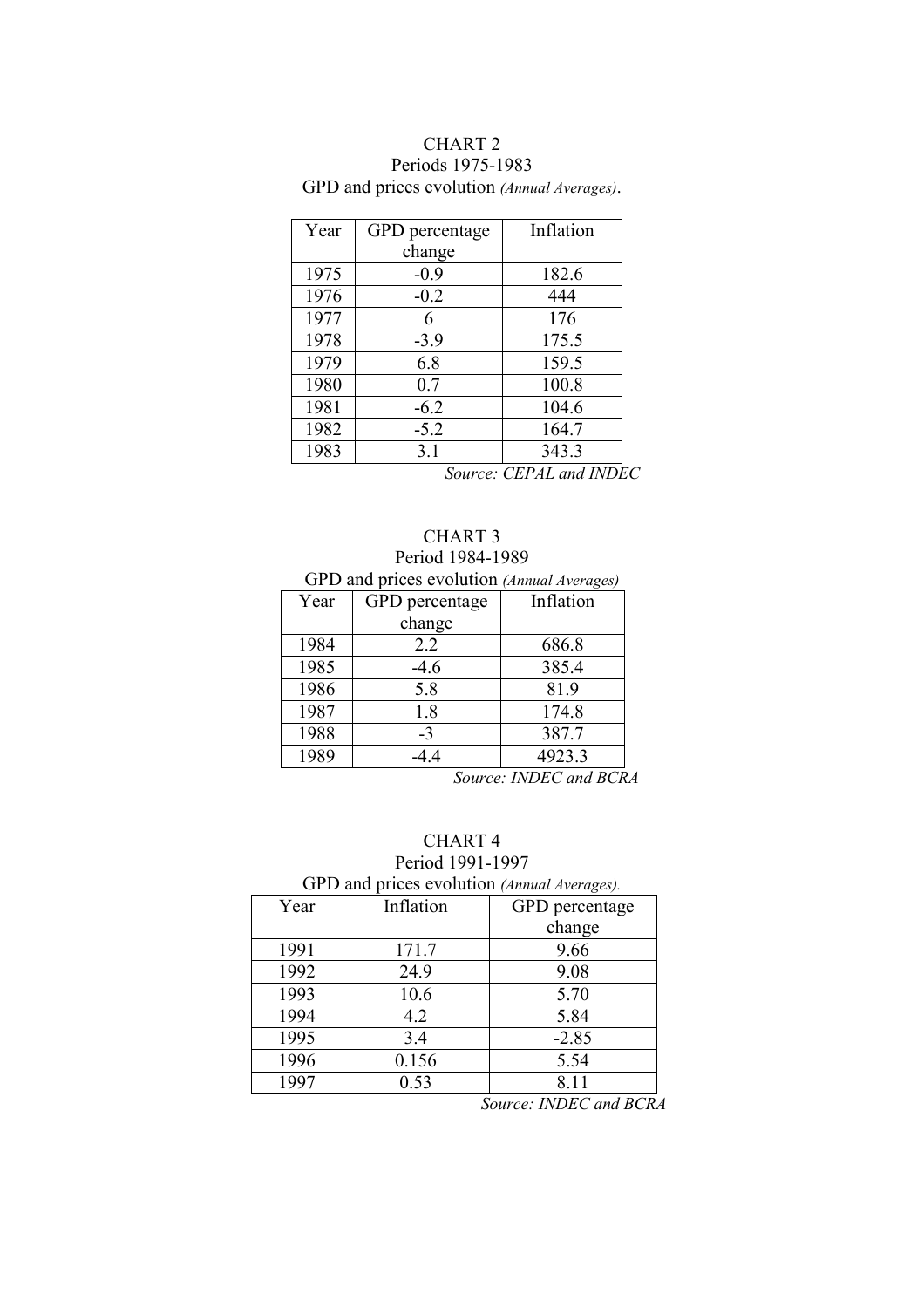CHART 2

Periods 1975-1983

GPD and prices evolution *(Annual Averages)*.

| Year | GPD percentage change | Inflation |
|---|---|---|
| 1975 | -0.9 | 182.6 |
| 1976 | -0.2 | 444 |
| 1977 | 6 | 176 |
| 1978 | -3.9 | 175.5 |
| 1979 | 6.8 | 159.5 |
| 1980 | 0.7 | 100.8 |
| 1981 | -6.2 | 104.6 |
| 1982 | -5.2 | 164.7 |
| 1983 | 3.1 | 343.3 |

*Source: CEPAL and INDEC*

CHART 3

Period 1984-1989

GPD and prices evolution *(Annual Averages)*

| Year | GPD percentage change | Inflation |
|---|---|---|
| 1984 | 2.2 | 686.8 |
| 1985 | -4.6 | 385.4 |
| 1986 | 5.8 | 81.9 |
| 1987 | 1.8 | 174.8 |
| 1988 | -3 | 387.7 |
| 1989 | -4.4 | 4923.3 |

*Source: INDEC and BCRA*

CHART 4

Period 1991-1997

GPD and prices evolution *(Annual Averages).*

| Year | Inflation | GPD percentage change |
|---|---|---|
| 1991 | 171.7 | 9.66 |
| 1992 | 24.9 | 9.08 |
| 1993 | 10.6 | 5.70 |
| 1994 | 4.2 | 5.84 |
| 1995 | 3.4 | -2.85 |
| 1996 | 0.156 | 5.54 |
| 1997 | 0.53 | 8.11 |

*Source: INDEC and BCRA*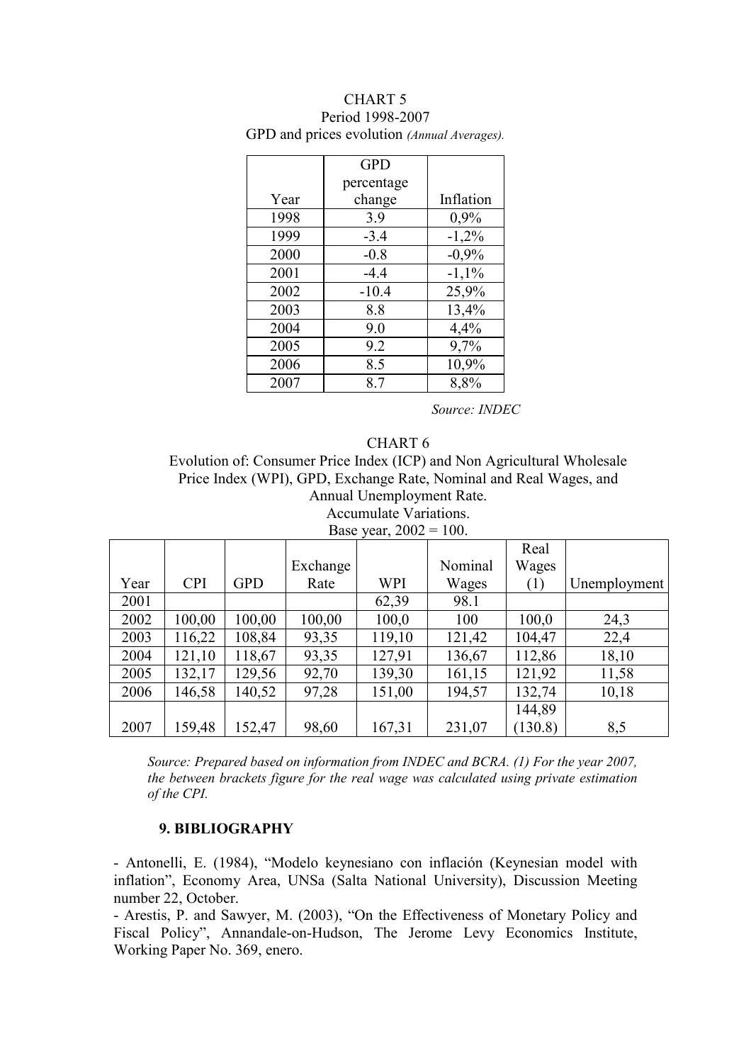CHART 5
Period 1998-2007
GPD and prices evolution *(Annual Averages).*

| Year | GPD percentage change | Inflation |
|---|---|---|
| 1998 | 3.9 | 0,9% |
| 1999 | -3.4 | -1,2% |
| 2000 | -0.8 | -0,9% |
| 2001 | -4.4 | -1,1% |
| 2002 | -10.4 | 25,9% |
| 2003 | 8.8 | 13,4% |
| 2004 | 9.0 | 4,4% |
| 2005 | 9.2 | 9,7% |
| 2006 | 8.5 | 10,9% |
| 2007 | 8.7 | 8,8% |

*Source: INDEC*

CHART 6
Evolution of: Consumer Price Index (ICP) and Non Agricultural Wholesale Price Index (WPI), GPD, Exchange Rate, Nominal and Real Wages, and Annual Unemployment Rate.
Accumulate Variations.
Base year, 2002 = 100.

| Year | CPI | GPD | Exchange Rate | WPI | Nominal Wages | Real Wages (1) | Unemployment |
|---|---|---|---|---|---|---|---|
| 2001 | | | | 62,39 | 98.1 | | |
| 2002 | 100,00 | 100,00 | 100,00 | 100,0 | 100 | 100,0 | 24,3 |
| 2003 | 116,22 | 108,84 | 93,35 | 119,10 | 121,42 | 104,47 | 22,4 |
| 2004 | 121,10 | 118,67 | 93,35 | 127,91 | 136,67 | 112,86 | 18,10 |
| 2005 | 132,17 | 129,56 | 92,70 | 139,30 | 161,15 | 121,92 | 11,58 |
| 2006 | 146,58 | 140,52 | 97,28 | 151,00 | 194,57 | 132,74 | 10,18 |
| 2007 | 159,48 | 152,47 | 98,60 | 167,31 | 231,07 | 144,89 (130.8) | 8,5 |

*Source: Prepared based on information from INDEC and BCRA. (1) For the year 2007, the between brackets figure for the real wage was calculated using private estimation of the CPI.*

## 9. BIBLIOGRAPHY

- Antonelli, E. (1984), "Modelo keynesiano con inflación (Keynesian model with inflation", Economy Area, UNSa (Salta National University), Discussion Meeting number 22, October.

- Arestis, P. and Sawyer, M. (2003), "On the Effectiveness of Monetary Policy and Fiscal Policy", Annandale-on-Hudson, The Jerome Levy Economics Institute, Working Paper No. 369, enero.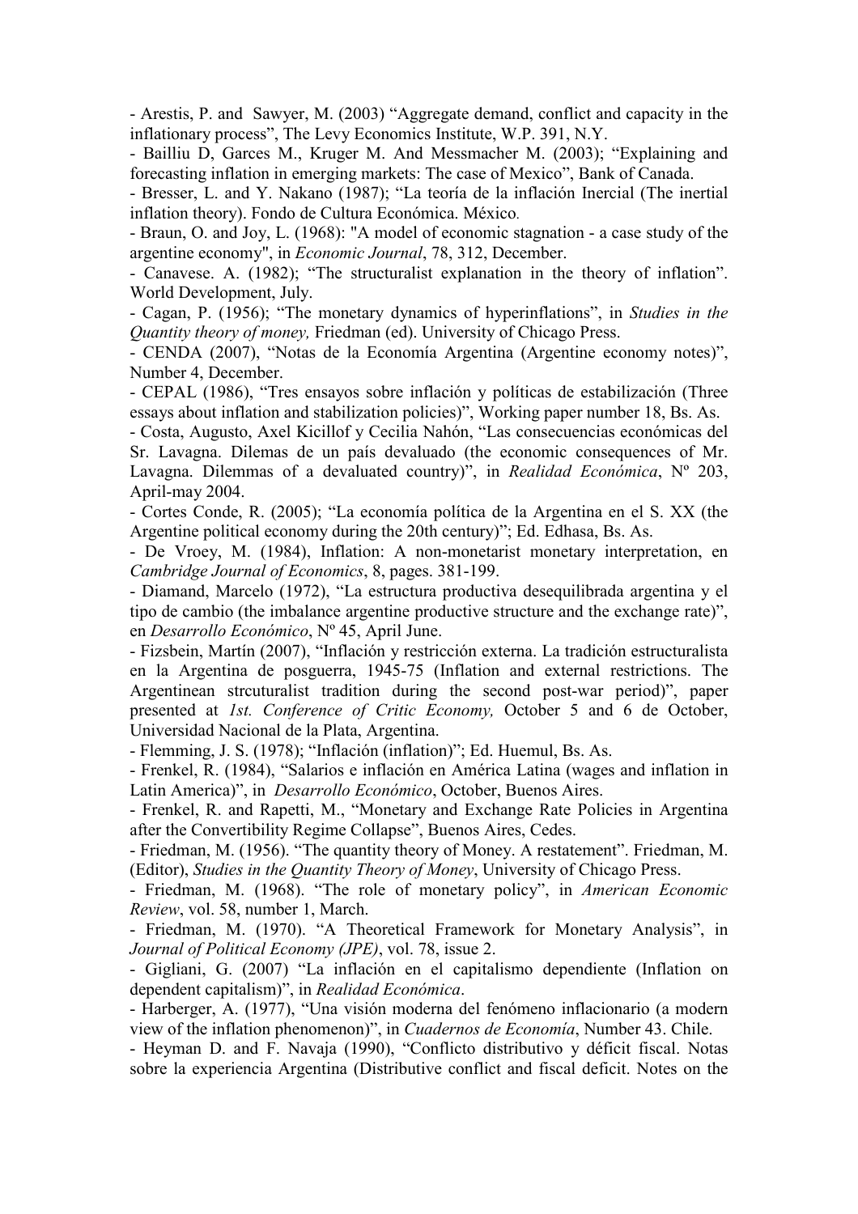- Arestis, P. and Sawyer, M. (2003) “Aggregate demand, conflict and capacity in the inflationary process”, The Levy Economics Institute, W.P. 391, N.Y.
- Bailliu D, Garces M., Kruger M. And Messmacher M. (2003); “Explaining and forecasting inflation in emerging markets: The case of Mexico”, Bank of Canada.
- Bresser, L. and Y. Nakano (1987); “La teoría de la inflación Inercial (The inertial inflation theory). Fondo de Cultura Económica. México.
- Braun, O. and Joy, L. (1968): "A model of economic stagnation - a case study of the argentine economy", in *Economic Journal*, 78, 312, December.
- Canavese. A. (1982); “The structuralist explanation in the theory of inflation”. World Development, July.
- Cagan, P. (1956); “The monetary dynamics of hyperinflations”, in *Studies in the Quantity theory of money,* Friedman (ed). University of Chicago Press.
- CENDA (2007), “Notas de la Economía Argentina (Argentine economy notes)”, Number 4, December.
- CEPAL (1986), “Tres ensayos sobre inflación y políticas de estabilización (Three essays about inflation and stabilization policies)”, Working paper number 18, Bs. As.
- Costa, Augusto, Axel Kicillof y Cecilia Nahón, “Las consecuencias económicas del Sr. Lavagna. Dilemas de un país devaluado (the economic consequences of Mr. Lavagna. Dilemmas of a devaluated country)”, in *Realidad Económica*, Nº 203, April-may 2004.
- Cortes Conde, R. (2005); “La economía política de la Argentina en el S. XX (the Argentine political economy during the 20th century)”; Ed. Edhasa, Bs. As.
- De Vroey, M. (1984), Inflation: A non-monetarist monetary interpretation, en *Cambridge Journal of Economics*, 8, pages. 381-199.
- Diamand, Marcelo (1972), “La estructura productiva desequilibrada argentina y el tipo de cambio (the imbalance argentine productive structure and the exchange rate)”, en *Desarrollo Económico*, Nº 45, April June.
- Fizsbein, Martín (2007), “Inflación y restricción externa. La tradición estructuralista en la Argentina de posguerra, 1945-75 (Inflation and external restrictions. The Argentinean strcuturalist tradition during the second post-war period)”, paper presented at *1st. Conference of Critic Economy,* October 5 and 6 de October, Universidad Nacional de la Plata, Argentina.
- Flemming, J. S. (1978); “Inflación (inflation)”; Ed. Huemul, Bs. As.
- Frenkel, R. (1984), “Salarios e inflación en América Latina (wages and inflation in Latin America)”, in *Desarrollo Económico*, October, Buenos Aires.
- Frenkel, R. and Rapetti, M., “Monetary and Exchange Rate Policies in Argentina after the Convertibility Regime Collapse”, Buenos Aires, Cedes.
- Friedman, M. (1956). “The quantity theory of Money. A restatement”. Friedman, M. (Editor), *Studies in the Quantity Theory of Money*, University of Chicago Press.
- Friedman, M. (1968). “The role of monetary policy”, in *American Economic Review*, vol. 58, number 1, March.
- Friedman, M. (1970). “A Theoretical Framework for Monetary Analysis”, in *Journal of Political Economy (JPE)*, vol. 78, issue 2.
- Gigliani, G. (2007) “La inflación en el capitalismo dependiente (Inflation on dependent capitalism)”, in *Realidad Económica*.
- Harberger, A. (1977), “Una visión moderna del fenómeno inflacionario (a modern view of the inflation phenomenon)”, in *Cuadernos de Economía*, Number 43. Chile.
- Heyman D. and F. Navaja (1990), “Conflicto distributivo y déficit fiscal. Notas sobre la experiencia Argentina (Distributive conflict and fiscal deficit. Notes on the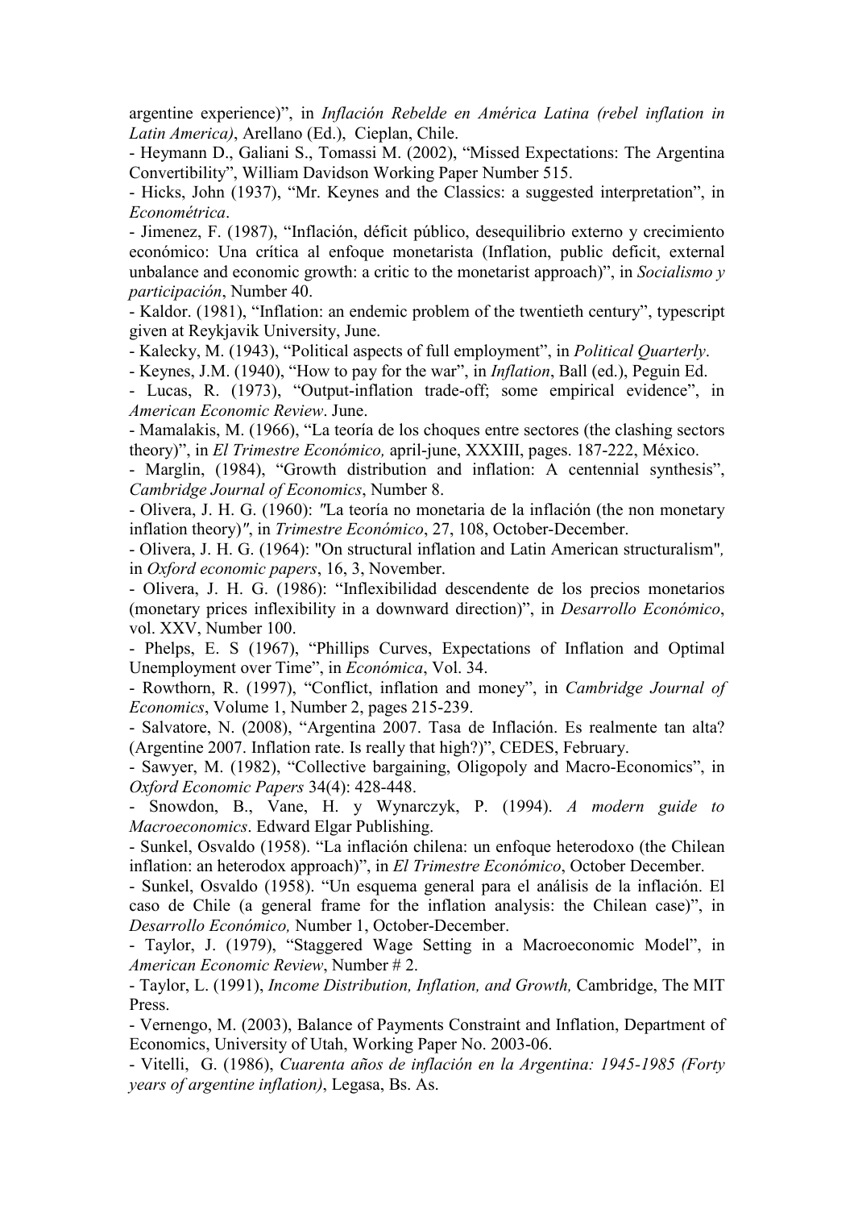argentine experience)", in *Inflación Rebelde en América Latina (rebel inflation in Latin America)*, Arellano (Ed.), Cieplan, Chile.

- Heymann D., Galiani S., Tomassi M. (2002), "Missed Expectations: The Argentina Convertibility", William Davidson Working Paper Number 515.
- Hicks, John (1937), "Mr. Keynes and the Classics: a suggested interpretation", in *Econométrica*.
- Jimenez, F. (1987), "Inflación, déficit público, desequilibrio externo y crecimiento económico: Una crítica al enfoque monetarista (Inflation, public deficit, external unbalance and economic growth: a critic to the monetarist approach)", in *Socialismo y participación*, Number 40.
- Kaldor. (1981), "Inflation: an endemic problem of the twentieth century", typescript given at Reykjavik University, June.
- Kalecky, M. (1943), "Political aspects of full employment", in *Political Quarterly*.
- Keynes, J.M. (1940), "How to pay for the war", in *Inflation*, Ball (ed.), Peguin Ed.
- Lucas, R. (1973), "Output-inflation trade-off; some empirical evidence", in *American Economic Review*. June.
- Mamalakis, M. (1966), "La teoría de los choques entre sectores (the clashing sectors theory)", in *El Trimestre Económico,* april-june, XXXIII, pages. 187-222, México.
- Marglin, (1984), "Growth distribution and inflation: A centennial synthesis", *Cambridge Journal of Economics*, Number 8.
- Olivera, J. H. G. (1960): *"*La teoría no monetaria de la inflación (the non monetary inflation theory)*"*, in *Trimestre Económico*, 27, 108, October-December.
- Olivera, J. H. G. (1964): "On structural inflation and Latin American structuralism"*,* in *Oxford economic papers*, 16, 3, November.
- Olivera, J. H. G. (1986): "Inflexibilidad descendente de los precios monetarios (monetary prices inflexibility in a downward direction)", in *Desarrollo Económico*, vol. XXV, Number 100.
- Phelps, E. S (1967), "Phillips Curves, Expectations of Inflation and Optimal Unemployment over Time", in *Económica*, Vol. 34.
- Rowthorn, R. (1997), "Conflict, inflation and money", in *Cambridge Journal of Economics*, Volume 1, Number 2, pages 215-239.
- Salvatore, N. (2008), "Argentina 2007. Tasa de Inflación. Es realmente tan alta? (Argentine 2007. Inflation rate. Is really that high?)", CEDES, February.
- Sawyer, M. (1982), "Collective bargaining, Oligopoly and Macro-Economics", in *Oxford Economic Papers* 34(4): 428-448.
- Snowdon, B., Vane, H. y Wynarczyk, P. (1994). *A modern guide to Macroeconomics*. Edward Elgar Publishing.
- Sunkel, Osvaldo (1958). "La inflación chilena: un enfoque heterodoxo (the Chilean inflation: an heterodox approach)", in *El Trimestre Económico*, October December.
- Sunkel, Osvaldo (1958). "Un esquema general para el análisis de la inflación. El caso de Chile (a general frame for the inflation analysis: the Chilean case)", in *Desarrollo Económico,* Number 1, October-December.
- Taylor, J. (1979), "Staggered Wage Setting in a Macroeconomic Model", in *American Economic Review*, Number # 2.
- Taylor, L. (1991), *Income Distribution, Inflation, and Growth,* Cambridge, The MIT Press.
- Vernengo, M. (2003), Balance of Payments Constraint and Inflation, Department of Economics, University of Utah, Working Paper No. 2003-06.
- Vitelli, G. (1986), *Cuarenta años de inflación en la Argentina: 1945-1985 (Forty years of argentine inflation)*, Legasa, Bs. As.